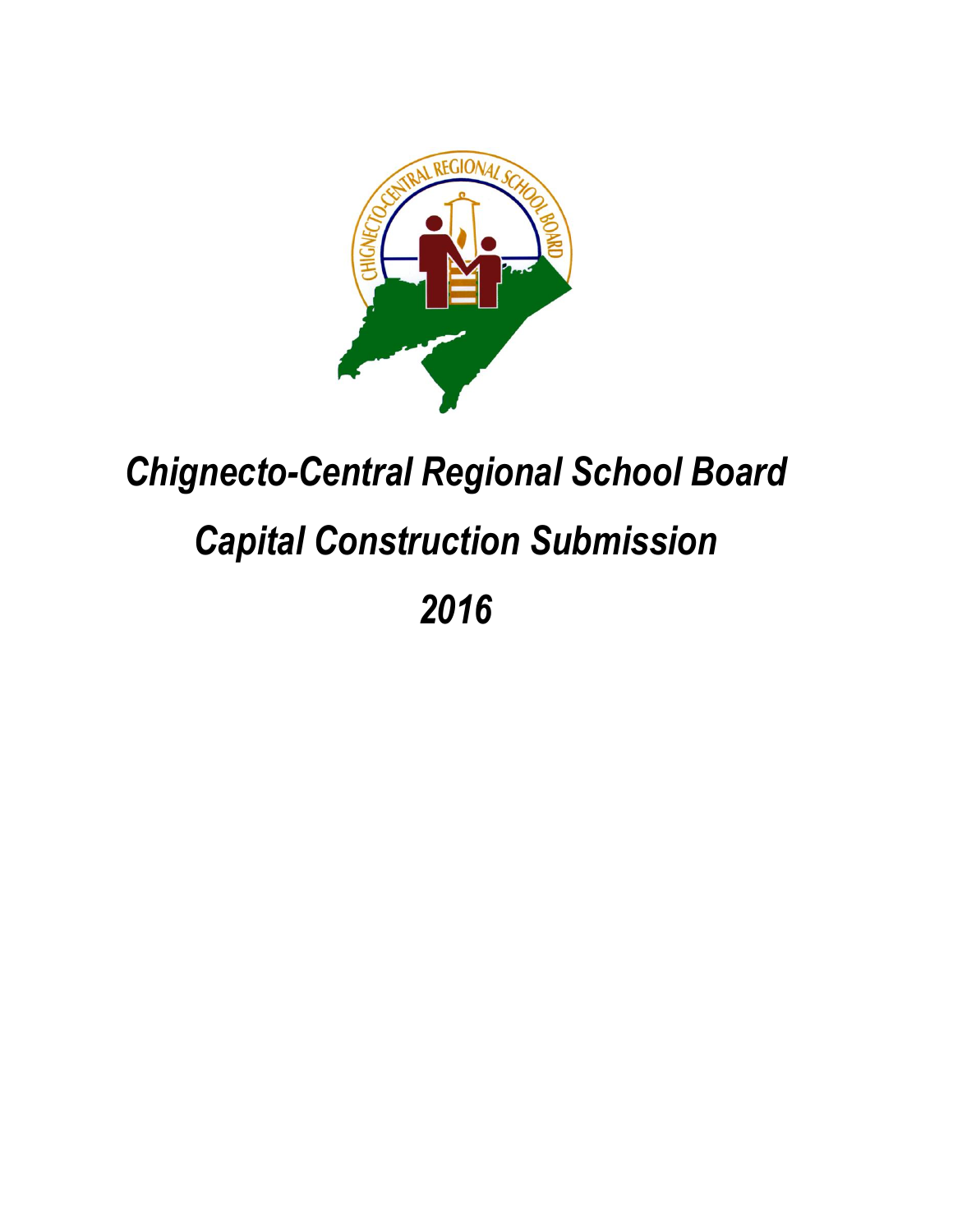# *Chignecto-Central Regional School Board*

## *Capital Construction Submission*

## *2016*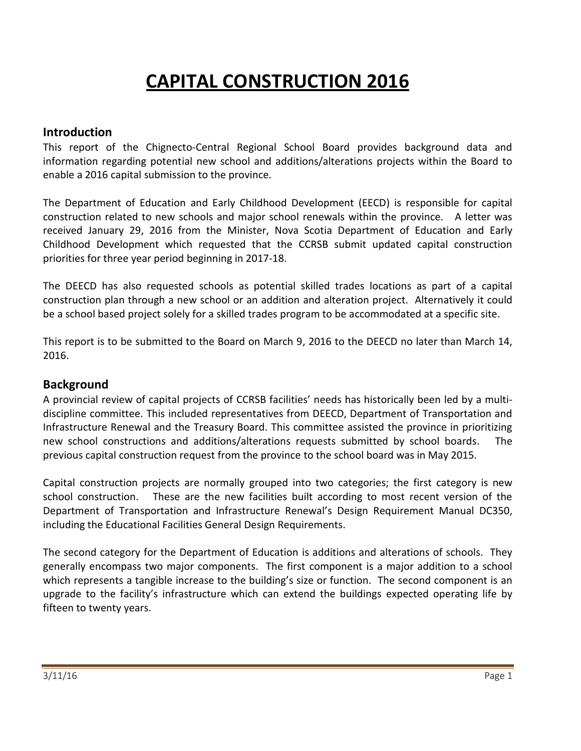# CAPITAL CONSTRUCTION 2016

## Introduction

This report of the Chignecto-Central Regional School Board provides background data and information regarding potential new school and additions/alterations projects within the Board to enable a 2016 capital submission to the province.

The Department of Education and Early Childhood Development (EECD) is responsible for capital construction related to new schools and major school renewals within the province. A letter was received January 29, 2016 from the Minister, Nova Scotia Department of Education and Early Childhood Development which requested that the CCRSB submit updated capital construction priorities for three year period beginning in 2017-18.

The DEECD has also requested schools as potential skilled trades locations as part of a capital construction plan through a new school or an addition and alteration project. Alternatively it could be a school based project solely for a skilled trades program to be accommodated at a specific site.

This report is to be submitted to the Board on March 9, 2016 to the DEECD no later than March 14, 2016.

## Background

A provincial review of capital projects of CCRSB facilities' needs has historically been led by a multi-discipline committee. This included representatives from DEECD, Department of Transportation and Infrastructure Renewal and the Treasury Board. This committee assisted the province in prioritizing new school constructions and additions/alterations requests submitted by school boards. The previous capital construction request from the province to the school board was in May 2015.

Capital construction projects are normally grouped into two categories; the first category is new school construction. These are the new facilities built according to most recent version of the Department of Transportation and Infrastructure Renewal's Design Requirement Manual DC350, including the Educational Facilities General Design Requirements.

The second category for the Department of Education is additions and alterations of schools. They generally encompass two major components. The first component is a major addition to a school which represents a tangible increase to the building's size or function. The second component is an upgrade to the facility's infrastructure which can extend the buildings expected operating life by fifteen to twenty years.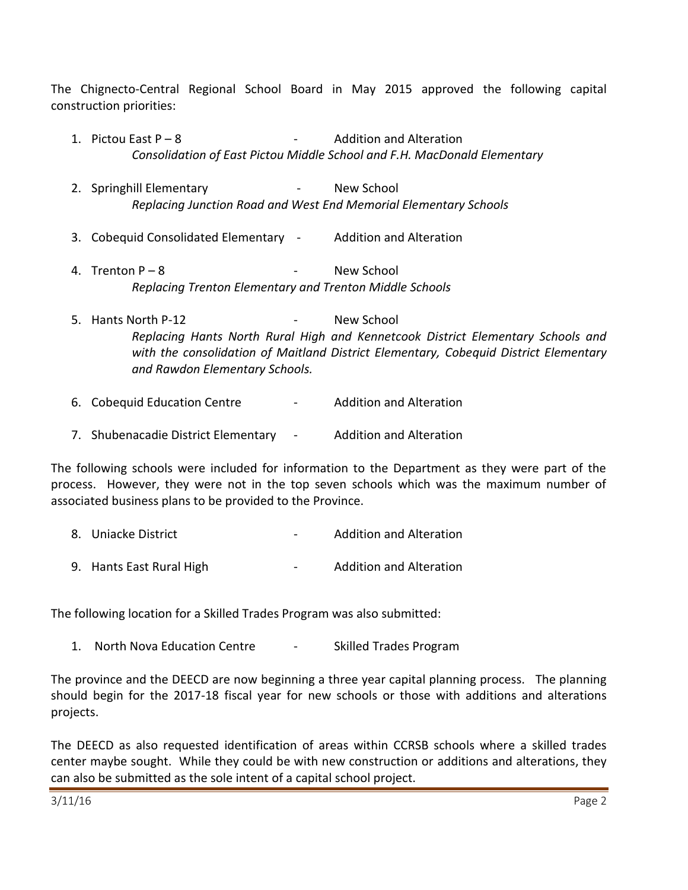The Chignecto-Central Regional School Board in May 2015 approved the following capital construction priorities:

1. Pictou East P – 8 - Addition and Alteration
   *Consolidation of East Pictou Middle School and F.H. MacDonald Elementary*

2. Springhill Elementary - New School
   *Replacing Junction Road and West End Memorial Elementary Schools*

3. Cobequid Consolidated Elementary - Addition and Alteration

4. Trenton P – 8 - New School
   *Replacing Trenton Elementary and Trenton Middle Schools*

5. Hants North P-12 - New School
   *Replacing Hants North Rural High and Kennetcook District Elementary Schools and with the consolidation of Maitland District Elementary, Cobequid District Elementary and Rawdon Elementary Schools.*

6. Cobequid Education Centre - Addition and Alteration

7. Shubenacadie District Elementary - Addition and Alteration

The following schools were included for information to the Department as they were part of the process. However, they were not in the top seven schools which was the maximum number of associated business plans to be provided to the Province.

8. Uniacke District - Addition and Alteration

9. Hants East Rural High - Addition and Alteration

The following location for a Skilled Trades Program was also submitted:

1. North Nova Education Centre - Skilled Trades Program

The province and the DEECD are now beginning a three year capital planning process. The planning should begin for the 2017-18 fiscal year for new schools or those with additions and alterations projects.

The DEECD as also requested identification of areas within CCRSB schools where a skilled trades center maybe sought. While they could be with new construction or additions and alterations, they can also be submitted as the sole intent of a capital school project.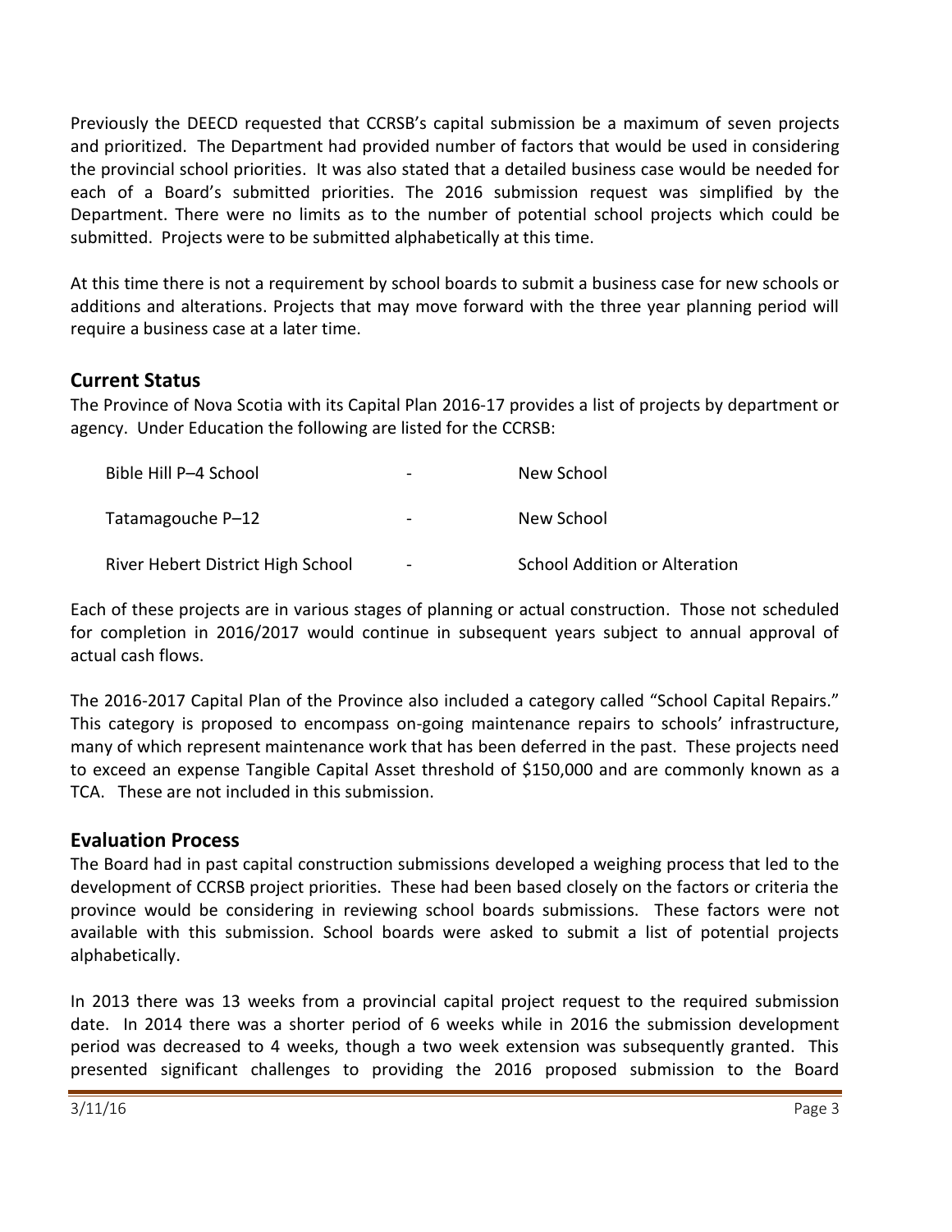Previously the DEECD requested that CCRSB's capital submission be a maximum of seven projects and prioritized. The Department had provided number of factors that would be used in considering the provincial school priorities. It was also stated that a detailed business case would be needed for each of a Board's submitted priorities. The 2016 submission request was simplified by the Department. There were no limits as to the number of potential school projects which could be submitted. Projects were to be submitted alphabetically at this time.

At this time there is not a requirement by school boards to submit a business case for new schools or additions and alterations. Projects that may move forward with the three year planning period will require a business case at a later time.

## Current Status

The Province of Nova Scotia with its Capital Plan 2016-17 provides a list of projects by department or agency. Under Education the following are listed for the CCRSB:

| | | |
|---|---|---|
| Bible Hill P–4 School | - | New School |
| Tatamagouche P–12 | - | New School |
| River Hebert District High School | - | School Addition or Alteration |

Each of these projects are in various stages of planning or actual construction. Those not scheduled for completion in 2016/2017 would continue in subsequent years subject to annual approval of actual cash flows.

The 2016-2017 Capital Plan of the Province also included a category called "School Capital Repairs." This category is proposed to encompass on-going maintenance repairs to schools' infrastructure, many of which represent maintenance work that has been deferred in the past. These projects need to exceed an expense Tangible Capital Asset threshold of $150,000 and are commonly known as a TCA. These are not included in this submission.

## Evaluation Process

The Board had in past capital construction submissions developed a weighing process that led to the development of CCRSB project priorities. These had been based closely on the factors or criteria the province would be considering in reviewing school boards submissions. These factors were not available with this submission. School boards were asked to submit a list of potential projects alphabetically.

In 2013 there was 13 weeks from a provincial capital project request to the required submission date. In 2014 there was a shorter period of 6 weeks while in 2016 the submission development period was decreased to 4 weeks, though a two week extension was subsequently granted. This presented significant challenges to providing the 2016 proposed submission to the Board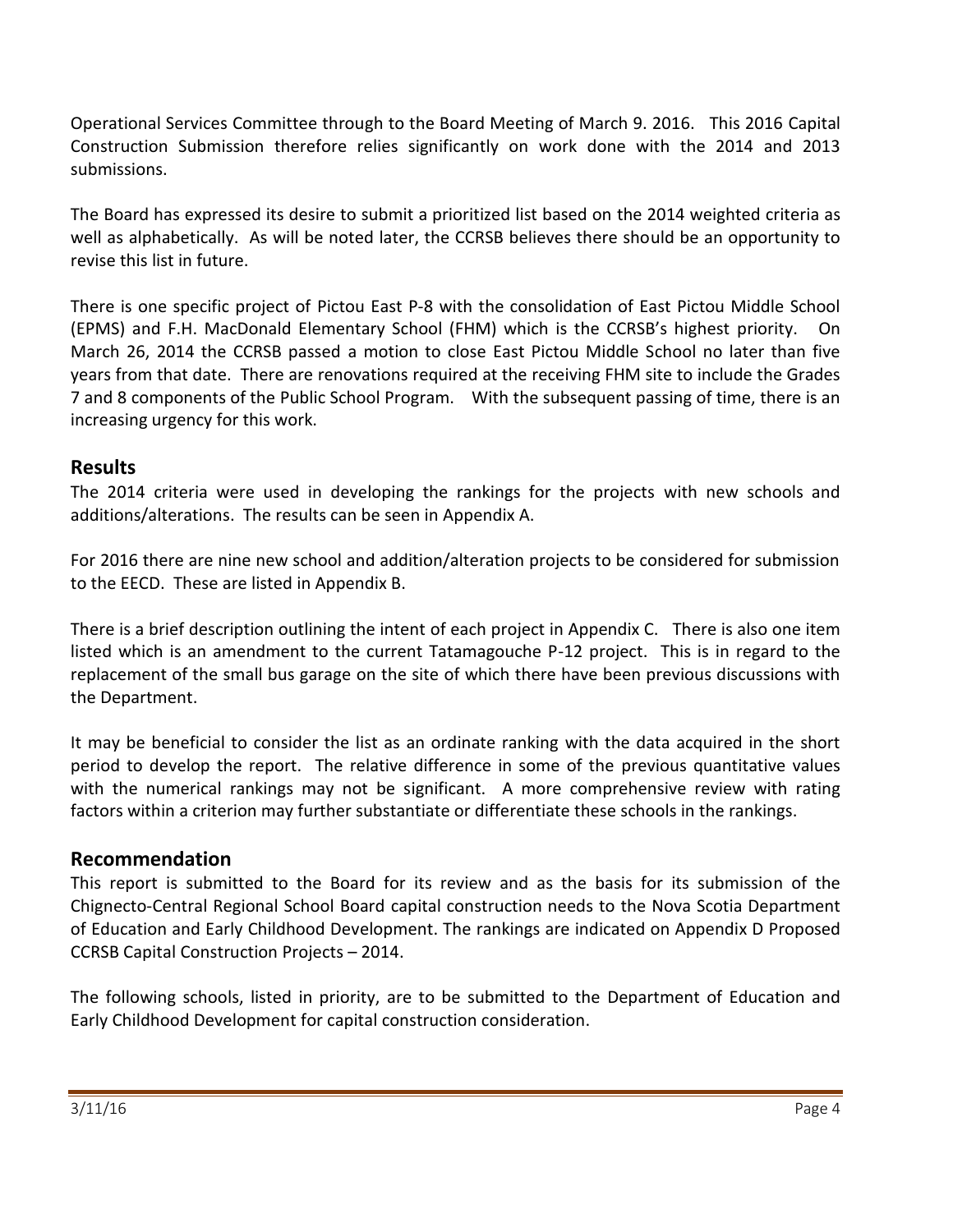Operational Services Committee through to the Board Meeting of March 9. 2016. This 2016 Capital Construction Submission therefore relies significantly on work done with the 2014 and 2013 submissions.

The Board has expressed its desire to submit a prioritized list based on the 2014 weighted criteria as well as alphabetically. As will be noted later, the CCRSB believes there should be an opportunity to revise this list in future.

There is one specific project of Pictou East P-8 with the consolidation of East Pictou Middle School (EPMS) and F.H. MacDonald Elementary School (FHM) which is the CCRSB's highest priority. On March 26, 2014 the CCRSB passed a motion to close East Pictou Middle School no later than five years from that date. There are renovations required at the receiving FHM site to include the Grades 7 and 8 components of the Public School Program. With the subsequent passing of time, there is an increasing urgency for this work.

## Results

The 2014 criteria were used in developing the rankings for the projects with new schools and additions/alterations. The results can be seen in Appendix A.

For 2016 there are nine new school and addition/alteration projects to be considered for submission to the EECD. These are listed in Appendix B.

There is a brief description outlining the intent of each project in Appendix C. There is also one item listed which is an amendment to the current Tatamagouche P-12 project. This is in regard to the replacement of the small bus garage on the site of which there have been previous discussions with the Department.

It may be beneficial to consider the list as an ordinate ranking with the data acquired in the short period to develop the report. The relative difference in some of the previous quantitative values with the numerical rankings may not be significant. A more comprehensive review with rating factors within a criterion may further substantiate or differentiate these schools in the rankings.

## Recommendation

This report is submitted to the Board for its review and as the basis for its submission of the Chignecto-Central Regional School Board capital construction needs to the Nova Scotia Department of Education and Early Childhood Development. The rankings are indicated on Appendix D Proposed CCRSB Capital Construction Projects – 2014.

The following schools, listed in priority, are to be submitted to the Department of Education and Early Childhood Development for capital construction consideration.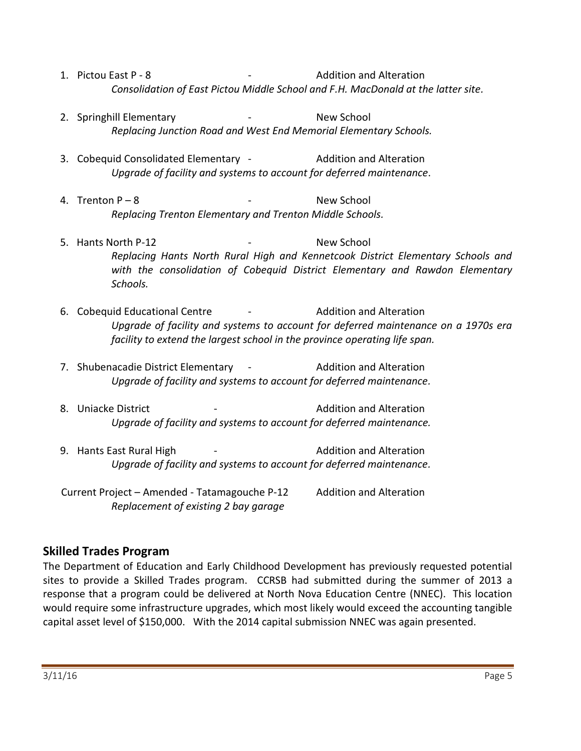1. Pictou East P - 8 - Addition and Alteration
   *Consolidation of East Pictou Middle School and F.H. MacDonald at the latter site.*

2. Springhill Elementary - New School
   *Replacing Junction Road and West End Memorial Elementary Schools.*

3. Cobequid Consolidated Elementary - Addition and Alteration
   *Upgrade of facility and systems to account for deferred maintenance*.

4. Trenton P – 8 - New School
   *Replacing Trenton Elementary and Trenton Middle Schools.*

5. Hants North P-12 - New School
   *Replacing Hants North Rural High and Kennetcook District Elementary Schools and with the consolidation of Cobequid District Elementary and Rawdon Elementary Schools.*

6. Cobequid Educational Centre - Addition and Alteration
   *Upgrade of facility and systems to account for deferred maintenance on a 1970s era facility to extend the largest school in the province operating life span.*

7. Shubenacadie District Elementary - Addition and Alteration
   *Upgrade of facility and systems to account for deferred maintenance.*

8. Uniacke District - Addition and Alteration
   *Upgrade of facility and systems to account for deferred maintenance.*

9. Hants East Rural High - Addition and Alteration
   *Upgrade of facility and systems to account for deferred maintenance.*

Current Project – Amended - Tatamagouche P-12 Addition and Alteration
*Replacement of existing 2 bay garage*

## Skilled Trades Program

The Department of Education and Early Childhood Development has previously requested potential sites to provide a Skilled Trades program. CCRSB had submitted during the summer of 2013 a response that a program could be delivered at North Nova Education Centre (NNEC). This location would require some infrastructure upgrades, which most likely would exceed the accounting tangible capital asset level of $150,000. With the 2014 capital submission NNEC was again presented.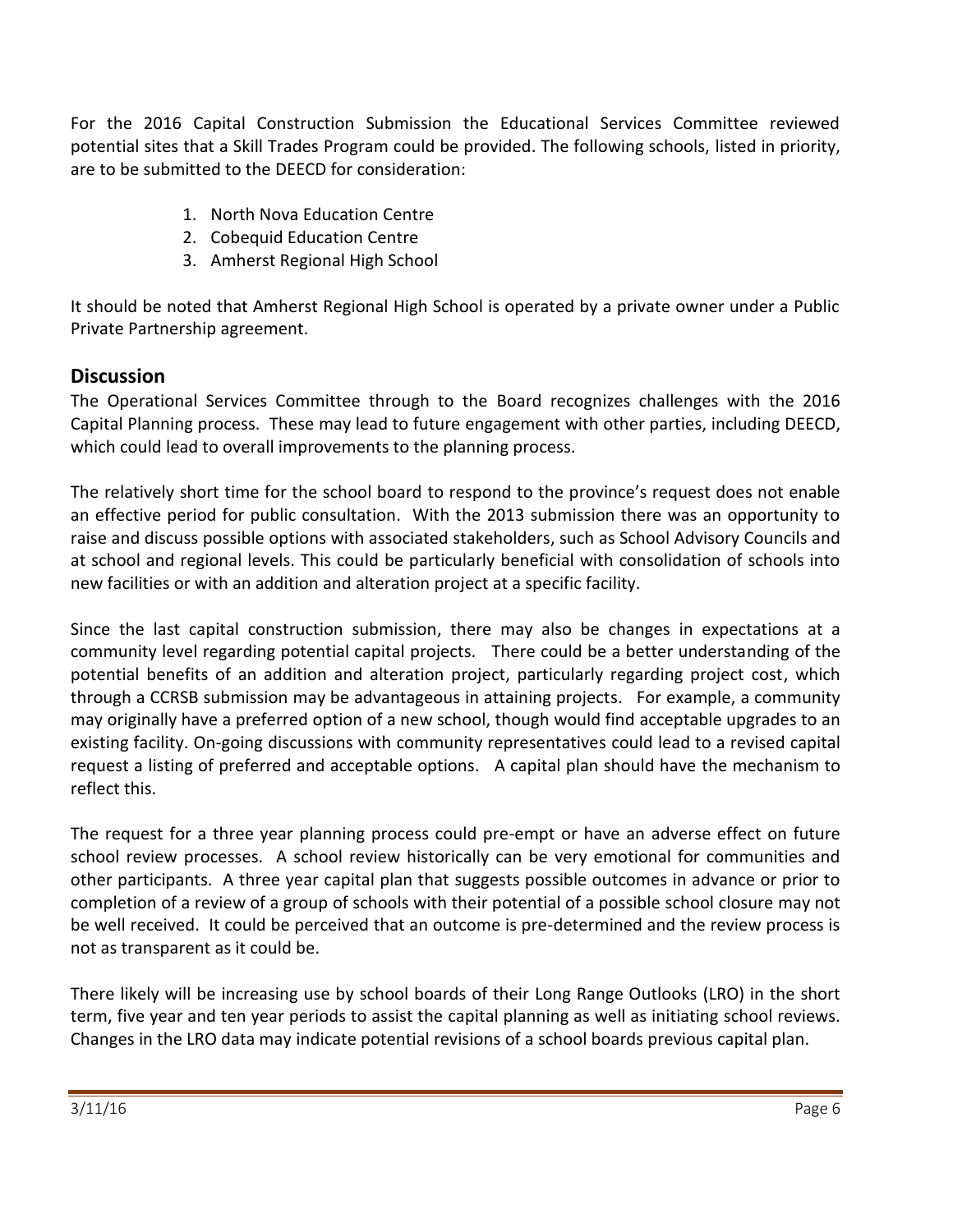For the 2016 Capital Construction Submission the Educational Services Committee reviewed potential sites that a Skill Trades Program could be provided. The following schools, listed in priority, are to be submitted to the DEECD for consideration:

1. North Nova Education Centre
2. Cobequid Education Centre
3. Amherst Regional High School

It should be noted that Amherst Regional High School is operated by a private owner under a Public Private Partnership agreement.

## Discussion

The Operational Services Committee through to the Board recognizes challenges with the 2016 Capital Planning process. These may lead to future engagement with other parties, including DEECD, which could lead to overall improvements to the planning process.

The relatively short time for the school board to respond to the province's request does not enable an effective period for public consultation. With the 2013 submission there was an opportunity to raise and discuss possible options with associated stakeholders, such as School Advisory Councils and at school and regional levels. This could be particularly beneficial with consolidation of schools into new facilities or with an addition and alteration project at a specific facility.

Since the last capital construction submission, there may also be changes in expectations at a community level regarding potential capital projects. There could be a better understanding of the potential benefits of an addition and alteration project, particularly regarding project cost, which through a CCRSB submission may be advantageous in attaining projects. For example, a community may originally have a preferred option of a new school, though would find acceptable upgrades to an existing facility. On-going discussions with community representatives could lead to a revised capital request a listing of preferred and acceptable options. A capital plan should have the mechanism to reflect this.

The request for a three year planning process could pre-empt or have an adverse effect on future school review processes. A school review historically can be very emotional for communities and other participants. A three year capital plan that suggests possible outcomes in advance or prior to completion of a review of a group of schools with their potential of a possible school closure may not be well received. It could be perceived that an outcome is pre-determined and the review process is not as transparent as it could be.

There likely will be increasing use by school boards of their Long Range Outlooks (LRO) in the short term, five year and ten year periods to assist the capital planning as well as initiating school reviews. Changes in the LRO data may indicate potential revisions of a school boards previous capital plan.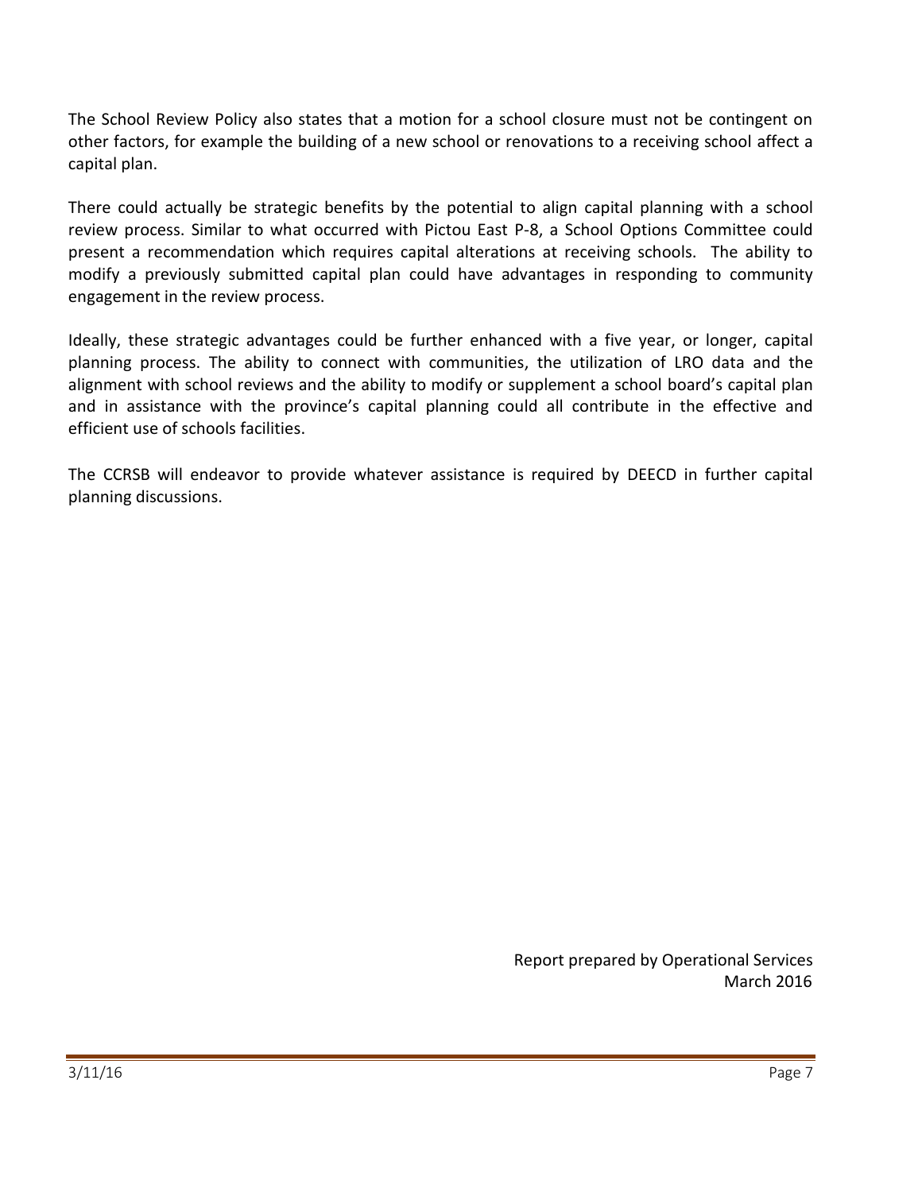The School Review Policy also states that a motion for a school closure must not be contingent on other factors, for example the building of a new school or renovations to a receiving school affect a capital plan.

There could actually be strategic benefits by the potential to align capital planning with a school review process. Similar to what occurred with Pictou East P-8, a School Options Committee could present a recommendation which requires capital alterations at receiving schools. The ability to modify a previously submitted capital plan could have advantages in responding to community engagement in the review process.

Ideally, these strategic advantages could be further enhanced with a five year, or longer, capital planning process. The ability to connect with communities, the utilization of LRO data and the alignment with school reviews and the ability to modify or supplement a school board's capital plan and in assistance with the province's capital planning could all contribute in the effective and efficient use of schools facilities.

The CCRSB will endeavor to provide whatever assistance is required by DEECD in further capital planning discussions.

Report prepared by Operational Services
March 2016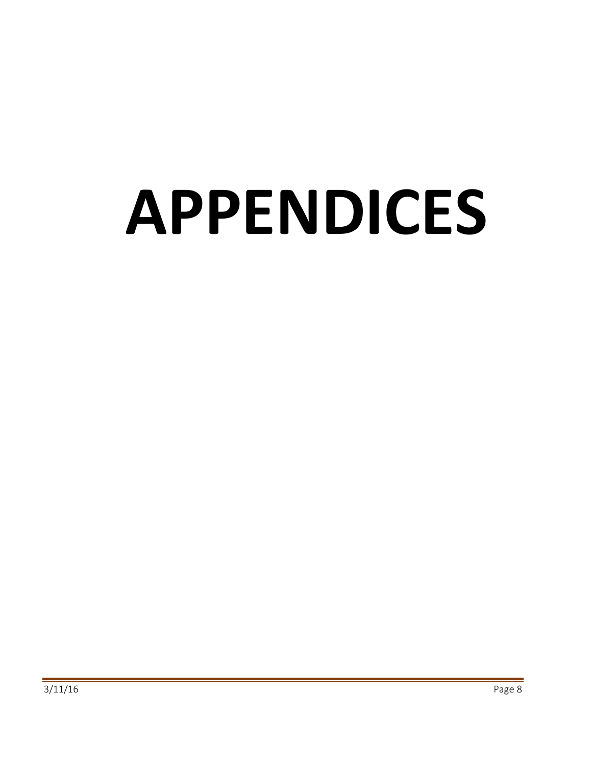# APPENDICES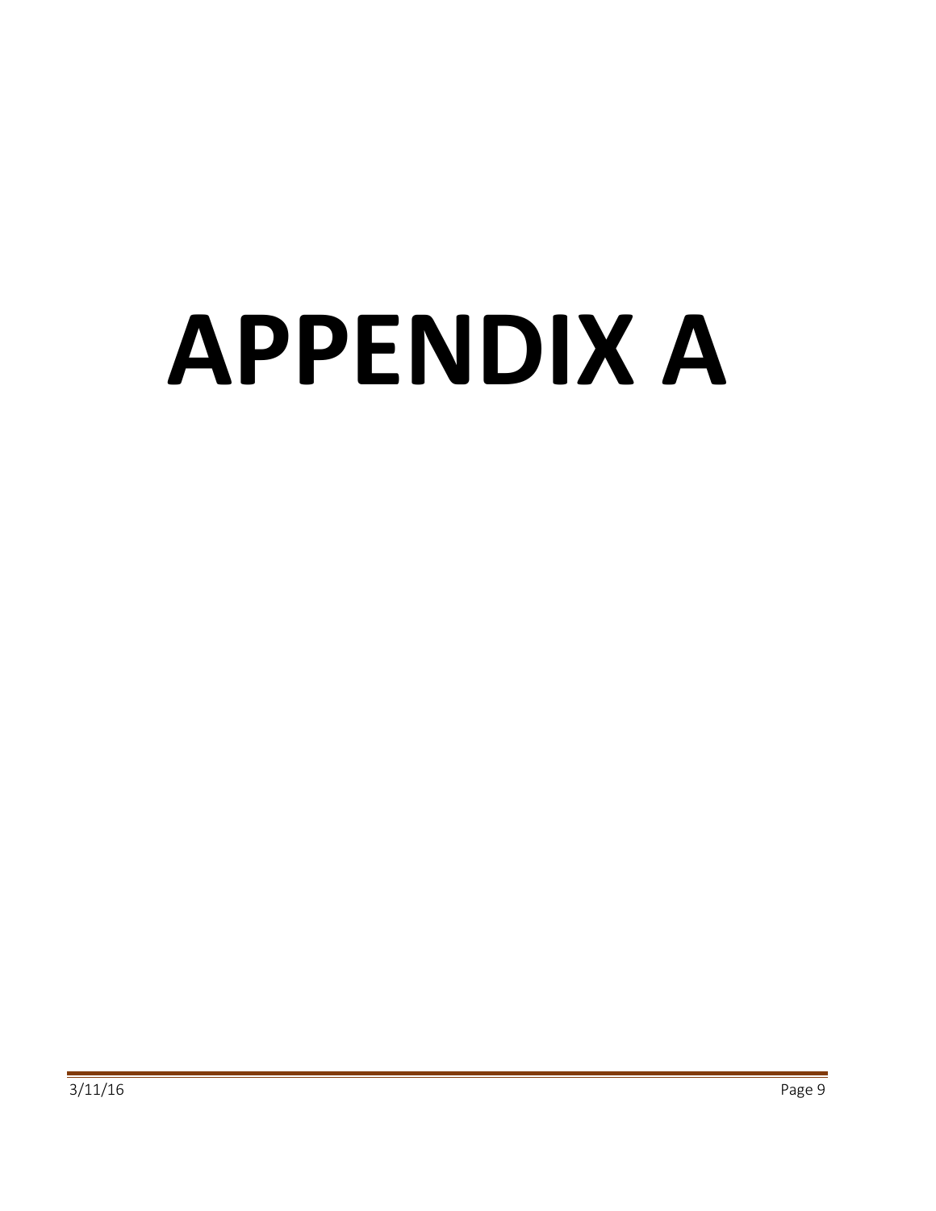# APPENDIX A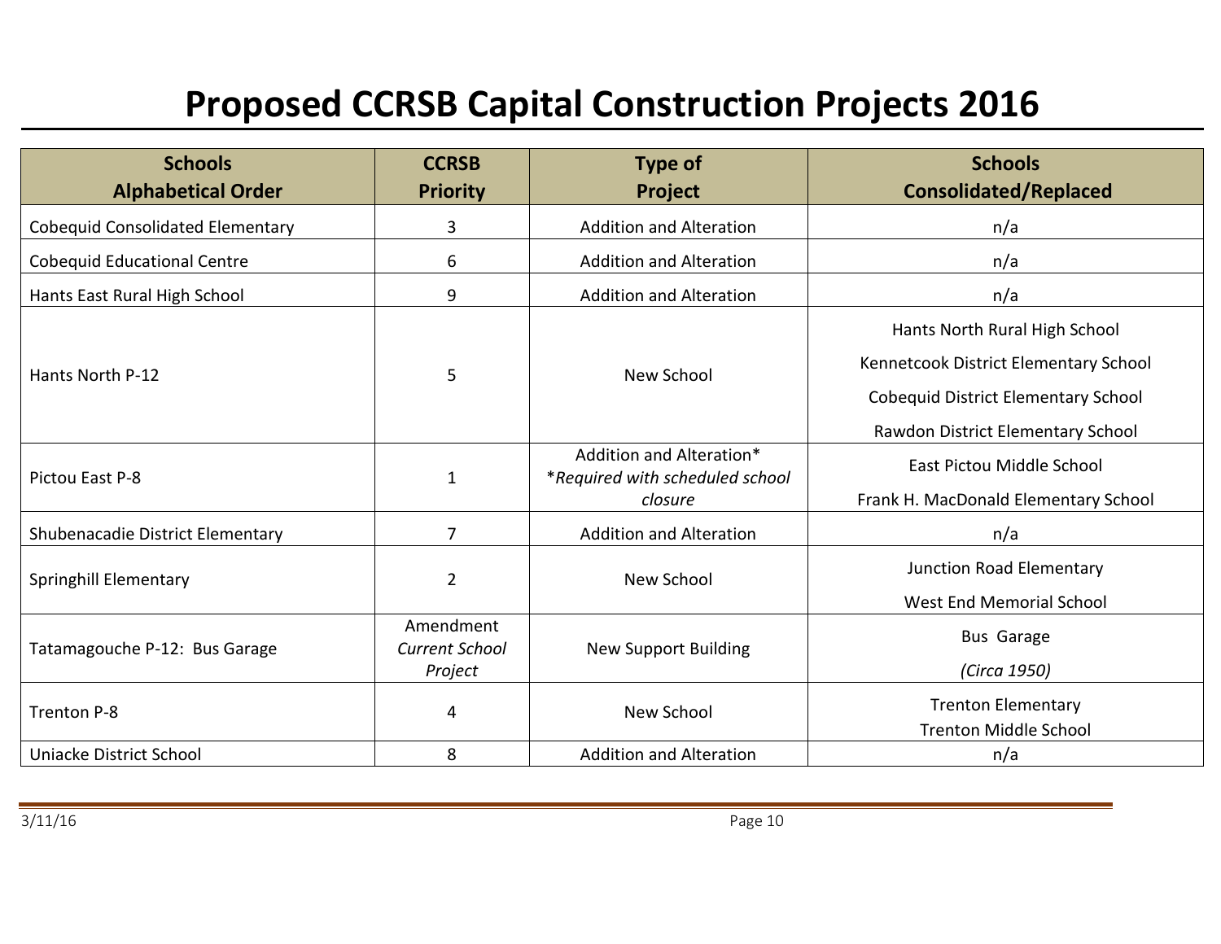# Proposed CCRSB Capital Construction Projects 2016

| Schools Alphabetical Order | CCRSB Priority | Type of Project | Schools Consolidated/Replaced |
|---|---|---|---|
| Cobequid Consolidated Elementary | 3 | Addition and Alteration | n/a |
| Cobequid Educational Centre | 6 | Addition and Alteration | n/a |
| Hants East Rural High School | 9 | Addition and Alteration | n/a |
| Hants North P-12 | 5 | New School | Hants North Rural High School<br>Kennetcook District Elementary School<br>Cobequid District Elementary School<br>Rawdon District Elementary School |
| Pictou East P-8 | 1 | Addition and Alteration*<br>**Required with scheduled school closure* | East Pictou Middle School<br>Frank H. MacDonald Elementary School |
| Shubenacadie District Elementary | 7 | Addition and Alteration | n/a |
| Springhill Elementary | 2 | New School | Junction Road Elementary<br>West End Memorial School |
| Tatamagouche P-12: Bus Garage | Amendment<br>*Current School Project* | New Support Building | Bus Garage<br>*(Circa 1950)* |
| Trenton P-8 | 4 | New School | Trenton Elementary<br>Trenton Middle School |
| Uniacke District School | 8 | Addition and Alteration | n/a |

3/11/16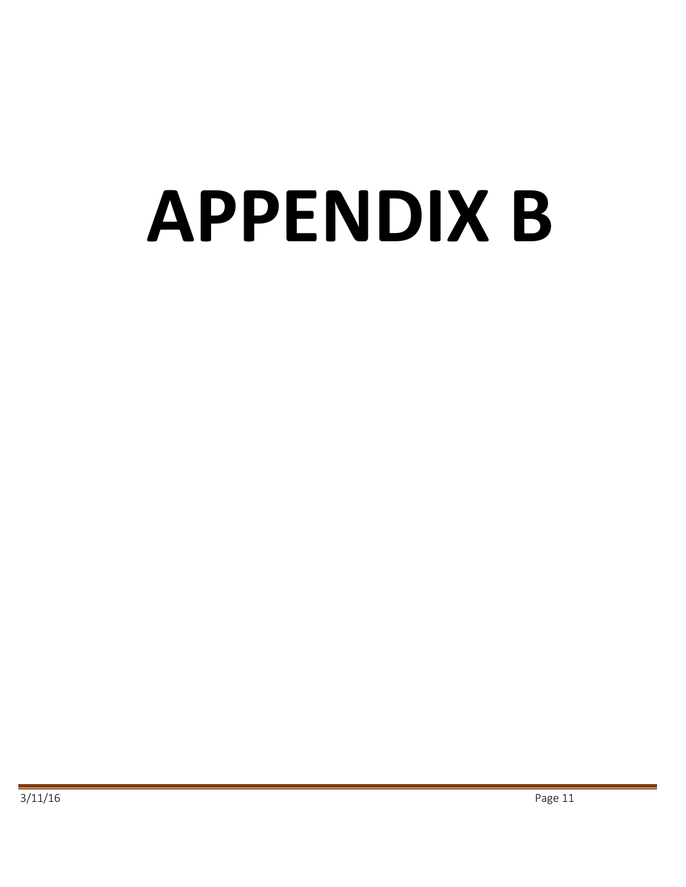# APPENDIX B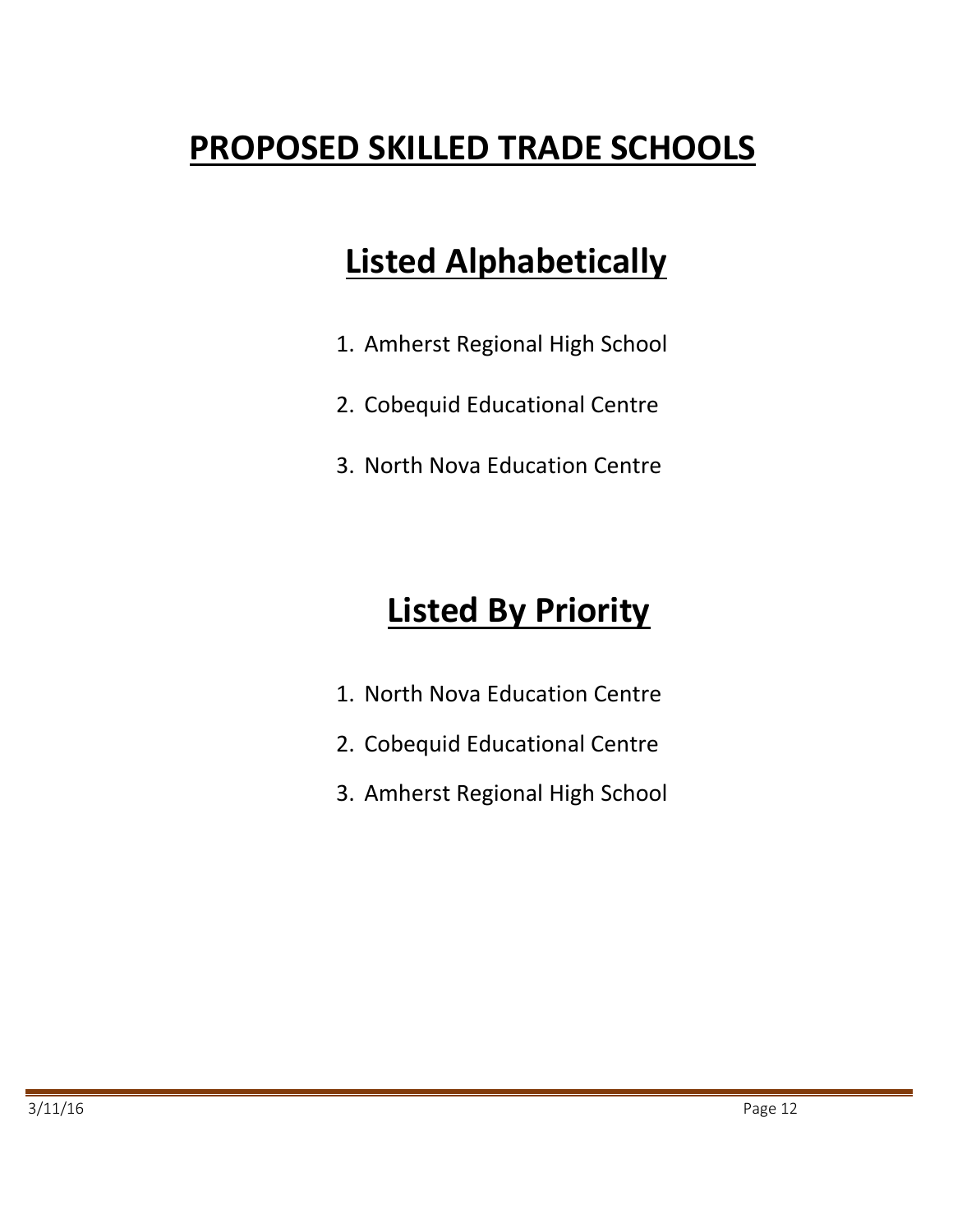# PROPOSED SKILLED TRADE SCHOOLS

## Listed Alphabetically

1. Amherst Regional High School
2. Cobequid Educational Centre
3. North Nova Education Centre

## Listed By Priority

1. North Nova Education Centre
2. Cobequid Educational Centre
3. Amherst Regional High School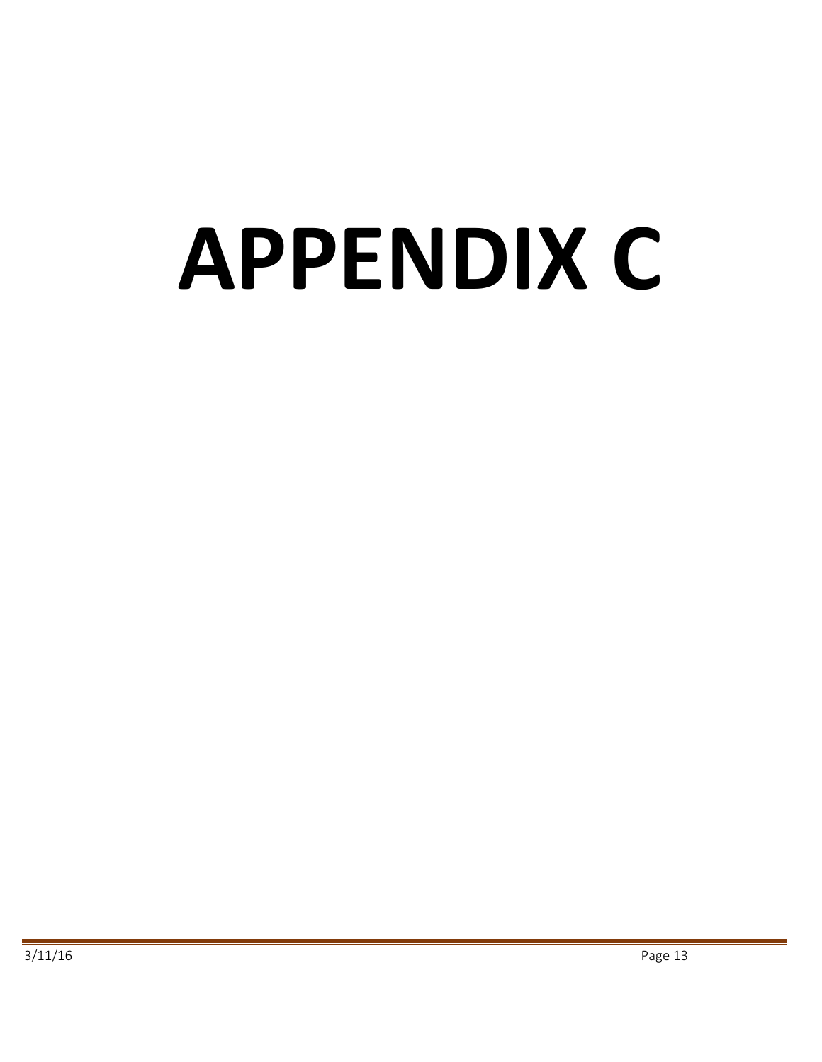# APPENDIX C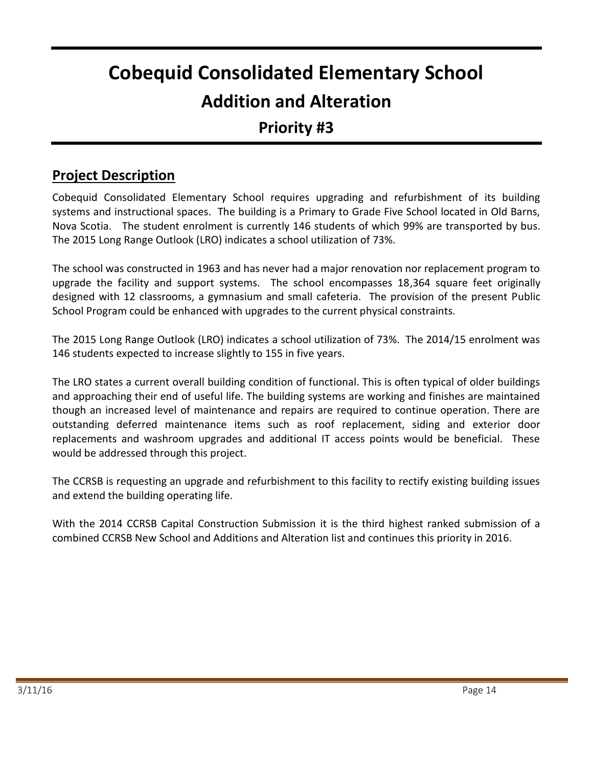# Cobequid Consolidated Elementary School

## Addition and Alteration

### Priority #3

## Project Description

Cobequid Consolidated Elementary School requires upgrading and refurbishment of its building systems and instructional spaces. The building is a Primary to Grade Five School located in Old Barns, Nova Scotia. The student enrolment is currently 146 students of which 99% are transported by bus. The 2015 Long Range Outlook (LRO) indicates a school utilization of 73%.

The school was constructed in 1963 and has never had a major renovation nor replacement program to upgrade the facility and support systems. The school encompasses 18,364 square feet originally designed with 12 classrooms, a gymnasium and small cafeteria. The provision of the present Public School Program could be enhanced with upgrades to the current physical constraints.

The 2015 Long Range Outlook (LRO) indicates a school utilization of 73%. The 2014/15 enrolment was 146 students expected to increase slightly to 155 in five years.

The LRO states a current overall building condition of functional. This is often typical of older buildings and approaching their end of useful life. The building systems are working and finishes are maintained though an increased level of maintenance and repairs are required to continue operation. There are outstanding deferred maintenance items such as roof replacement, siding and exterior door replacements and washroom upgrades and additional IT access points would be beneficial. These would be addressed through this project.

The CCRSB is requesting an upgrade and refurbishment to this facility to rectify existing building issues and extend the building operating life.

With the 2014 CCRSB Capital Construction Submission it is the third highest ranked submission of a combined CCRSB New School and Additions and Alteration list and continues this priority in 2016.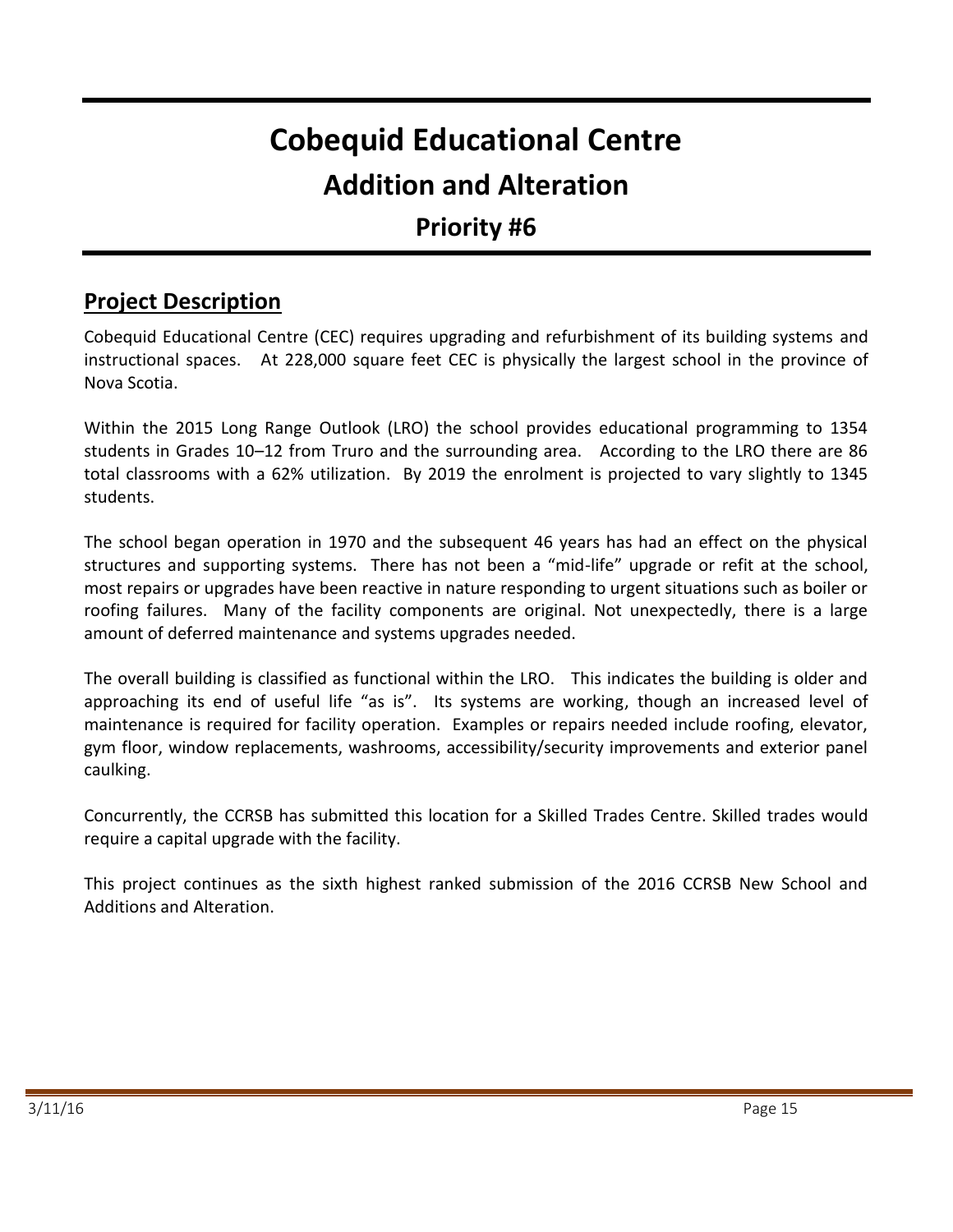# Cobequid Educational Centre

## Addition and Alteration

### Priority #6

## Project Description

Cobequid Educational Centre (CEC) requires upgrading and refurbishment of its building systems and instructional spaces. At 228,000 square feet CEC is physically the largest school in the province of Nova Scotia.

Within the 2015 Long Range Outlook (LRO) the school provides educational programming to 1354 students in Grades 10–12 from Truro and the surrounding area. According to the LRO there are 86 total classrooms with a 62% utilization. By 2019 the enrolment is projected to vary slightly to 1345 students.

The school began operation in 1970 and the subsequent 46 years has had an effect on the physical structures and supporting systems. There has not been a "mid-life" upgrade or refit at the school, most repairs or upgrades have been reactive in nature responding to urgent situations such as boiler or roofing failures. Many of the facility components are original. Not unexpectedly, there is a large amount of deferred maintenance and systems upgrades needed.

The overall building is classified as functional within the LRO. This indicates the building is older and approaching its end of useful life "as is". Its systems are working, though an increased level of maintenance is required for facility operation. Examples or repairs needed include roofing, elevator, gym floor, window replacements, washrooms, accessibility/security improvements and exterior panel caulking.

Concurrently, the CCRSB has submitted this location for a Skilled Trades Centre. Skilled trades would require a capital upgrade with the facility.

This project continues as the sixth highest ranked submission of the 2016 CCRSB New School and Additions and Alteration.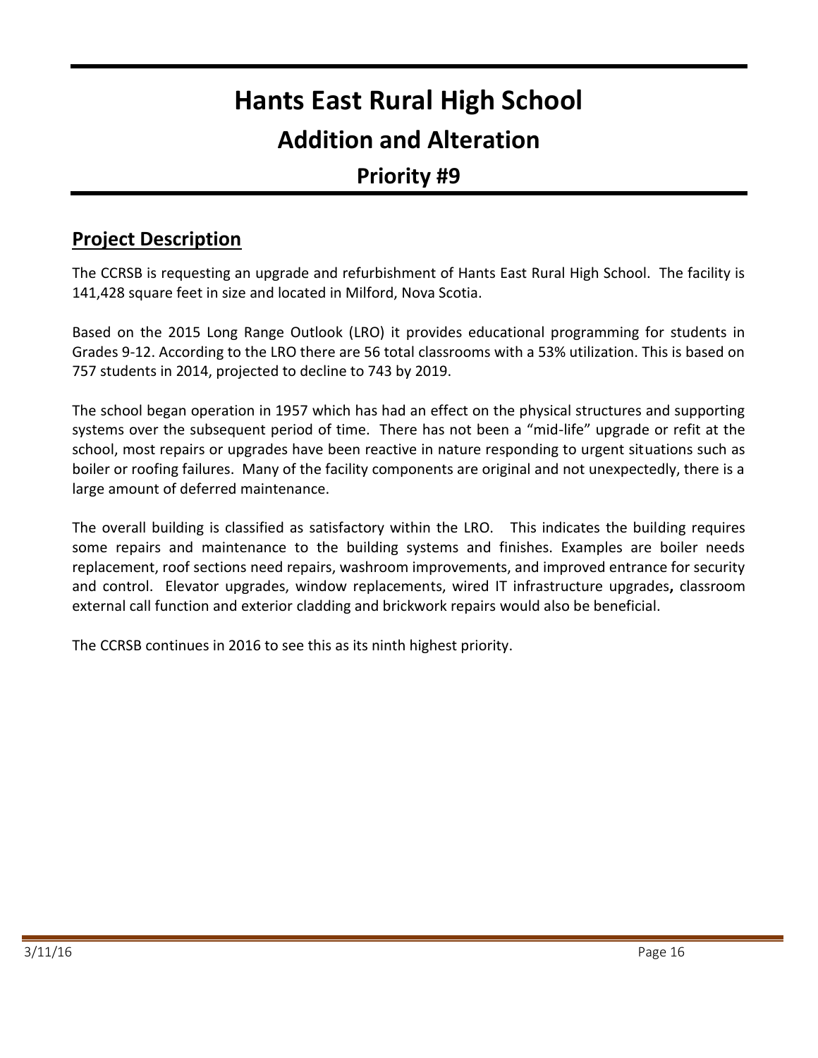# Hants East Rural High School

## Addition and Alteration

### Priority #9

## Project Description

The CCRSB is requesting an upgrade and refurbishment of Hants East Rural High School. The facility is 141,428 square feet in size and located in Milford, Nova Scotia.

Based on the 2015 Long Range Outlook (LRO) it provides educational programming for students in Grades 9-12. According to the LRO there are 56 total classrooms with a 53% utilization. This is based on 757 students in 2014, projected to decline to 743 by 2019.

The school began operation in 1957 which has had an effect on the physical structures and supporting systems over the subsequent period of time. There has not been a "mid-life" upgrade or refit at the school, most repairs or upgrades have been reactive in nature responding to urgent situations such as boiler or roofing failures. Many of the facility components are original and not unexpectedly, there is a large amount of deferred maintenance.

The overall building is classified as satisfactory within the LRO. This indicates the building requires some repairs and maintenance to the building systems and finishes. Examples are boiler needs replacement, roof sections need repairs, washroom improvements, and improved entrance for security and control. Elevator upgrades, window replacements, wired IT infrastructure upgrades, classroom external call function and exterior cladding and brickwork repairs would also be beneficial.

The CCRSB continues in 2016 to see this as its ninth highest priority.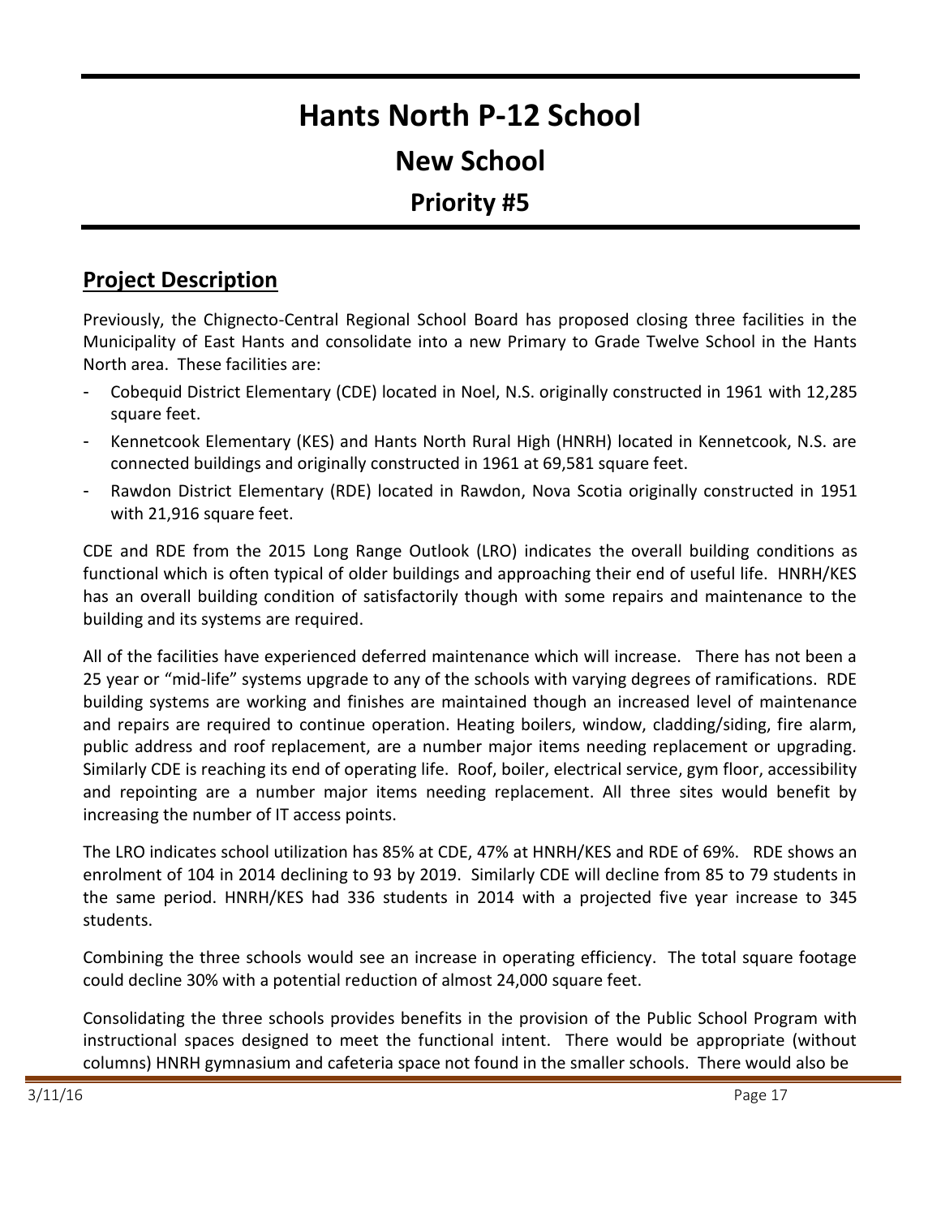# Hants North P-12 School

## New School

### Priority #5

## Project Description

Previously, the Chignecto-Central Regional School Board has proposed closing three facilities in the Municipality of East Hants and consolidate into a new Primary to Grade Twelve School in the Hants North area. These facilities are:

- Cobequid District Elementary (CDE) located in Noel, N.S. originally constructed in 1961 with 12,285 square feet.
- Kennetcook Elementary (KES) and Hants North Rural High (HNRH) located in Kennetcook, N.S. are connected buildings and originally constructed in 1961 at 69,581 square feet.
- Rawdon District Elementary (RDE) located in Rawdon, Nova Scotia originally constructed in 1951 with 21,916 square feet.

CDE and RDE from the 2015 Long Range Outlook (LRO) indicates the overall building conditions as functional which is often typical of older buildings and approaching their end of useful life. HNRH/KES has an overall building condition of satisfactorily though with some repairs and maintenance to the building and its systems are required.

All of the facilities have experienced deferred maintenance which will increase. There has not been a 25 year or "mid-life" systems upgrade to any of the schools with varying degrees of ramifications. RDE building systems are working and finishes are maintained though an increased level of maintenance and repairs are required to continue operation. Heating boilers, window, cladding/siding, fire alarm, public address and roof replacement, are a number major items needing replacement or upgrading. Similarly CDE is reaching its end of operating life. Roof, boiler, electrical service, gym floor, accessibility and repointing are a number major items needing replacement. All three sites would benefit by increasing the number of IT access points.

The LRO indicates school utilization has 85% at CDE, 47% at HNRH/KES and RDE of 69%. RDE shows an enrolment of 104 in 2014 declining to 93 by 2019. Similarly CDE will decline from 85 to 79 students in the same period. HNRH/KES had 336 students in 2014 with a projected five year increase to 345 students.

Combining the three schools would see an increase in operating efficiency. The total square footage could decline 30% with a potential reduction of almost 24,000 square feet.

Consolidating the three schools provides benefits in the provision of the Public School Program with instructional spaces designed to meet the functional intent. There would be appropriate (without columns) HNRH gymnasium and cafeteria space not found in the smaller schools. There would also be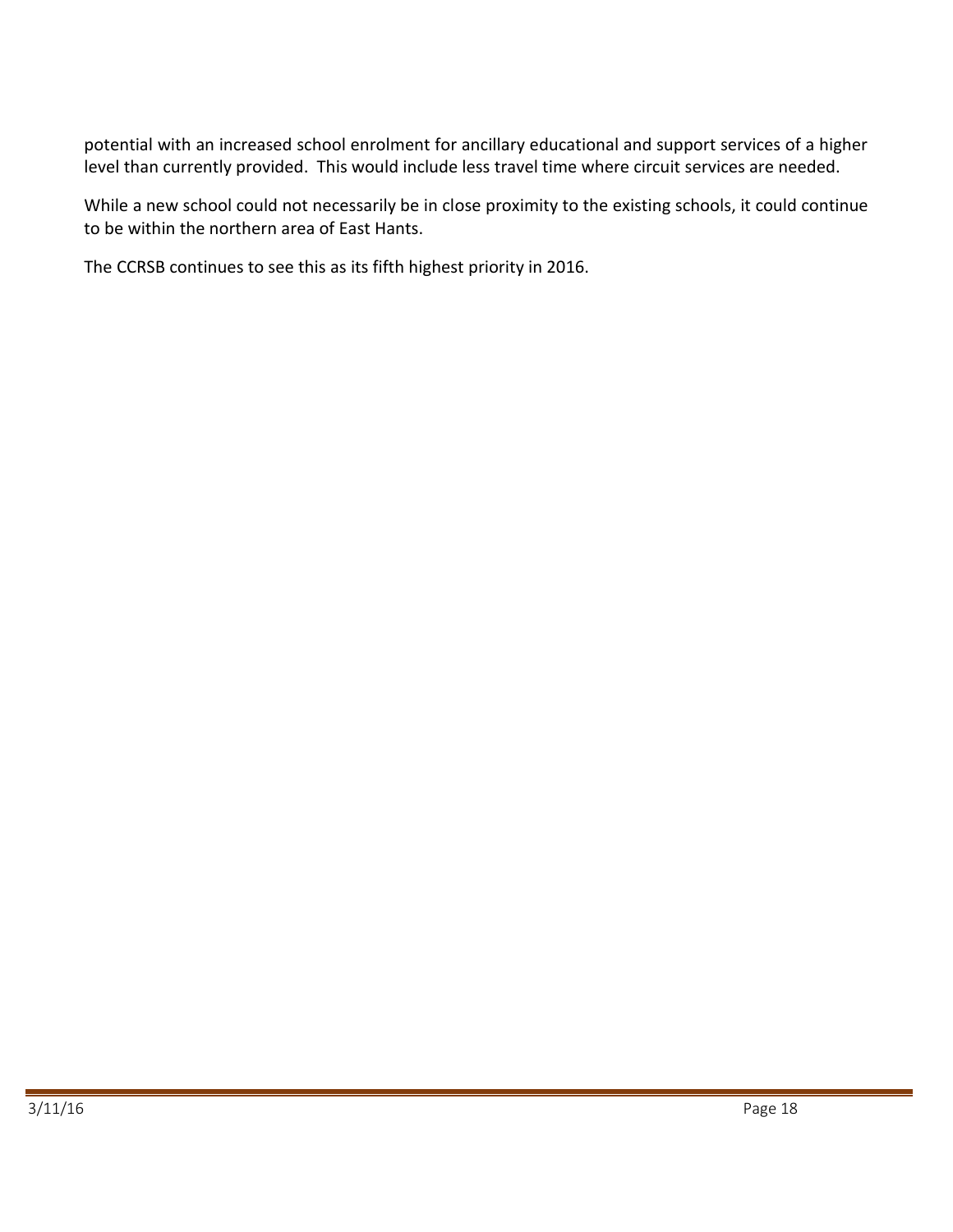potential with an increased school enrolment for ancillary educational and support services of a higher level than currently provided. This would include less travel time where circuit services are needed.

While a new school could not necessarily be in close proximity to the existing schools, it could continue to be within the northern area of East Hants.

The CCRSB continues to see this as its fifth highest priority in 2016.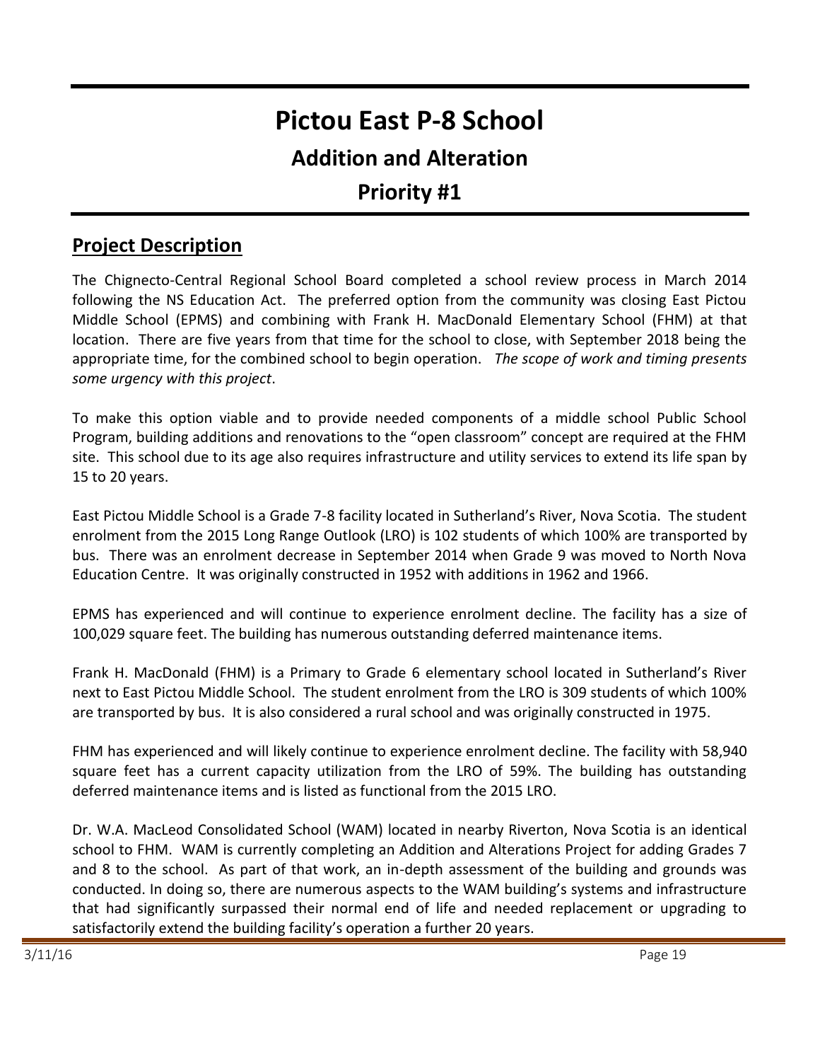# Pictou East P-8 School

## Addition and Alteration

## Priority #1

## Project Description

The Chignecto-Central Regional School Board completed a school review process in March 2014 following the NS Education Act. The preferred option from the community was closing East Pictou Middle School (EPMS) and combining with Frank H. MacDonald Elementary School (FHM) at that location. There are five years from that time for the school to close, with September 2018 being the appropriate time, for the combined school to begin operation. *The scope of work and timing presents some urgency with this project*.

To make this option viable and to provide needed components of a middle school Public School Program, building additions and renovations to the "open classroom" concept are required at the FHM site. This school due to its age also requires infrastructure and utility services to extend its life span by 15 to 20 years.

East Pictou Middle School is a Grade 7-8 facility located in Sutherland's River, Nova Scotia. The student enrolment from the 2015 Long Range Outlook (LRO) is 102 students of which 100% are transported by bus. There was an enrolment decrease in September 2014 when Grade 9 was moved to North Nova Education Centre. It was originally constructed in 1952 with additions in 1962 and 1966.

EPMS has experienced and will continue to experience enrolment decline. The facility has a size of 100,029 square feet. The building has numerous outstanding deferred maintenance items.

Frank H. MacDonald (FHM) is a Primary to Grade 6 elementary school located in Sutherland's River next to East Pictou Middle School. The student enrolment from the LRO is 309 students of which 100% are transported by bus. It is also considered a rural school and was originally constructed in 1975.

FHM has experienced and will likely continue to experience enrolment decline. The facility with 58,940 square feet has a current capacity utilization from the LRO of 59%. The building has outstanding deferred maintenance items and is listed as functional from the 2015 LRO.

Dr. W.A. MacLeod Consolidated School (WAM) located in nearby Riverton, Nova Scotia is an identical school to FHM. WAM is currently completing an Addition and Alterations Project for adding Grades 7 and 8 to the school. As part of that work, an in-depth assessment of the building and grounds was conducted. In doing so, there are numerous aspects to the WAM building's systems and infrastructure that had significantly surpassed their normal end of life and needed replacement or upgrading to satisfactorily extend the building facility's operation a further 20 years.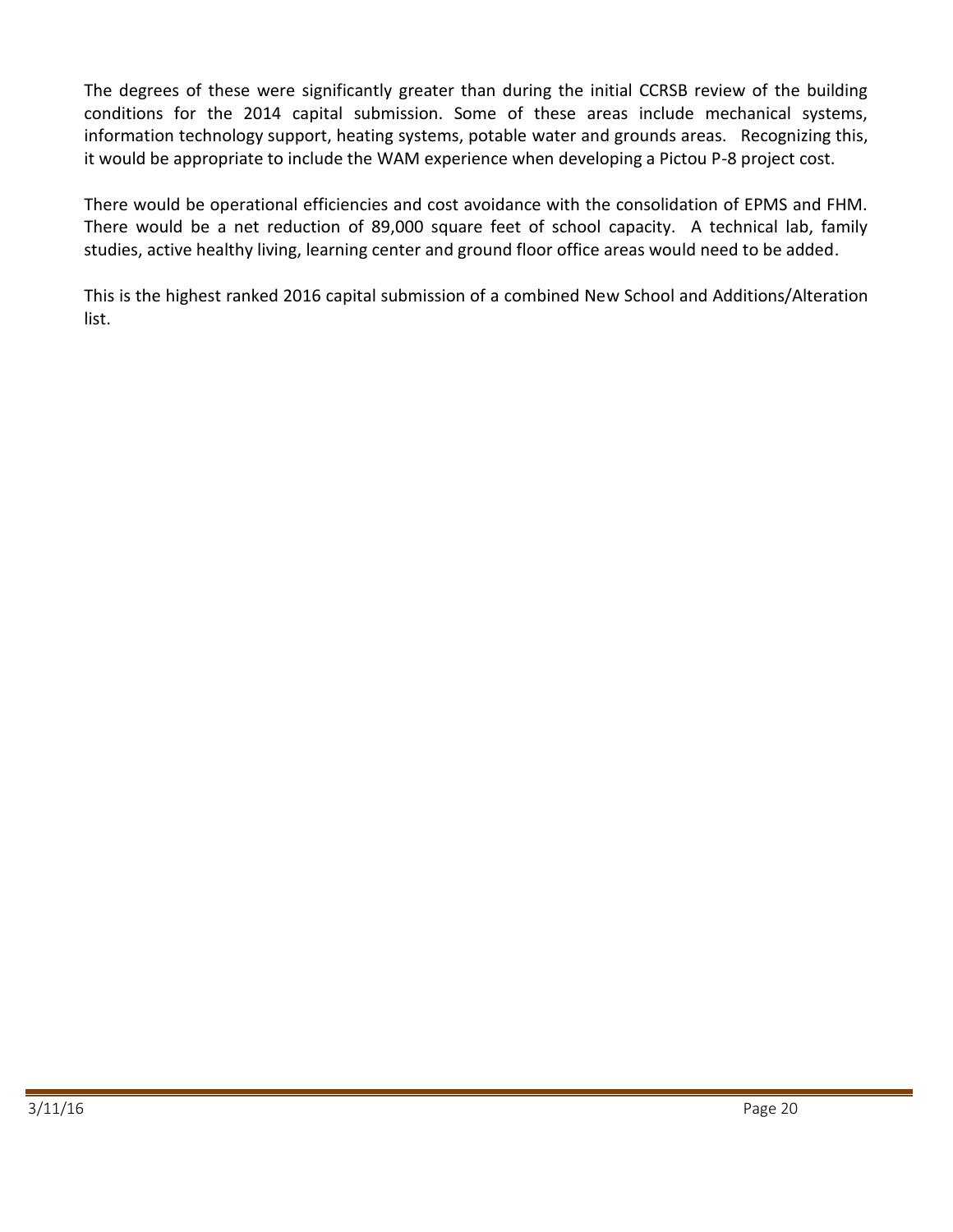The degrees of these were significantly greater than during the initial CCRSB review of the building conditions for the 2014 capital submission. Some of these areas include mechanical systems, information technology support, heating systems, potable water and grounds areas. Recognizing this, it would be appropriate to include the WAM experience when developing a Pictou P-8 project cost.

There would be operational efficiencies and cost avoidance with the consolidation of EPMS and FHM. There would be a net reduction of 89,000 square feet of school capacity. A technical lab, family studies, active healthy living, learning center and ground floor office areas would need to be added.

This is the highest ranked 2016 capital submission of a combined New School and Additions/Alteration list.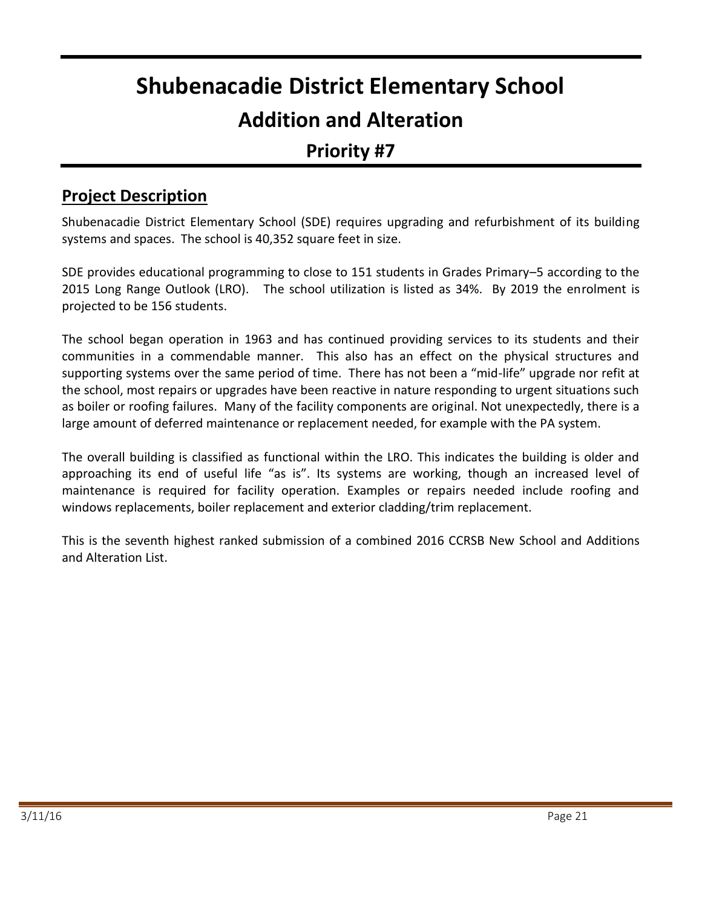# Shubenacadie District Elementary School

## Addition and Alteration

### Priority #7

## Project Description

Shubenacadie District Elementary School (SDE) requires upgrading and refurbishment of its building systems and spaces. The school is 40,352 square feet in size.

SDE provides educational programming to close to 151 students in Grades Primary–5 according to the 2015 Long Range Outlook (LRO). The school utilization is listed as 34%. By 2019 the enrolment is projected to be 156 students.

The school began operation in 1963 and has continued providing services to its students and their communities in a commendable manner. This also has an effect on the physical structures and supporting systems over the same period of time. There has not been a "mid-life" upgrade nor refit at the school, most repairs or upgrades have been reactive in nature responding to urgent situations such as boiler or roofing failures. Many of the facility components are original. Not unexpectedly, there is a large amount of deferred maintenance or replacement needed, for example with the PA system.

The overall building is classified as functional within the LRO. This indicates the building is older and approaching its end of useful life "as is". Its systems are working, though an increased level of maintenance is required for facility operation. Examples or repairs needed include roofing and windows replacements, boiler replacement and exterior cladding/trim replacement.

This is the seventh highest ranked submission of a combined 2016 CCRSB New School and Additions and Alteration List.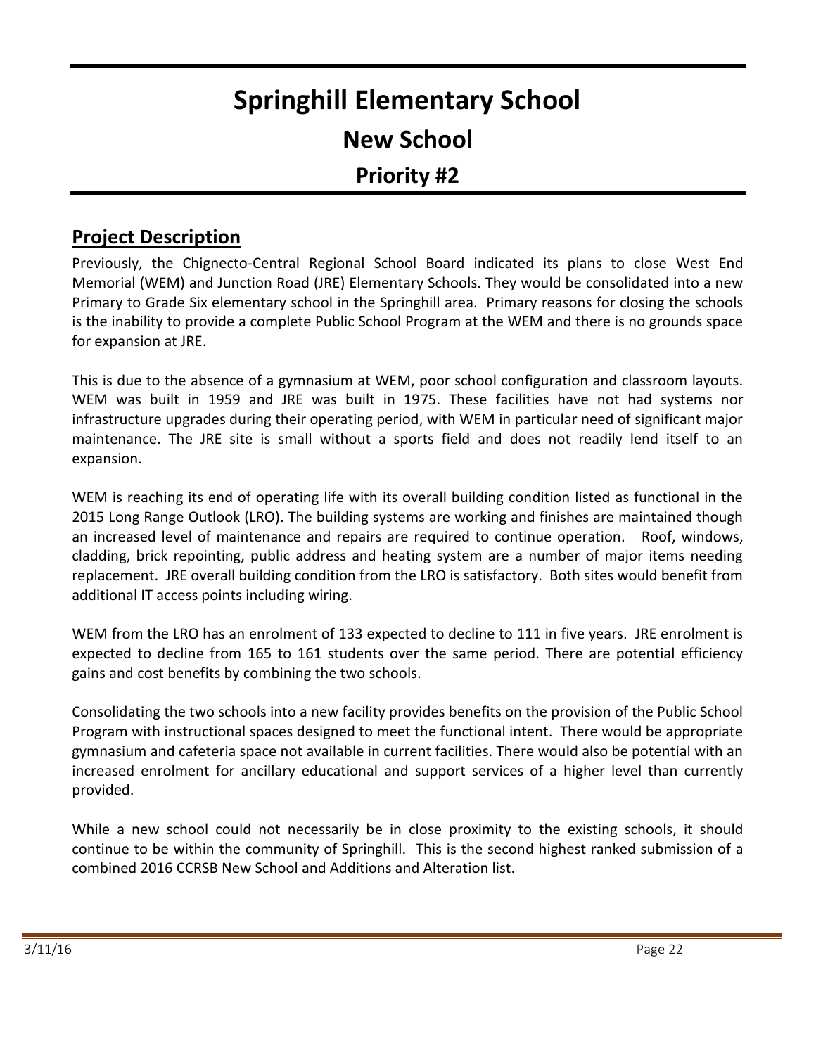# Springhill Elementary School

## New School

### Priority #2

## Project Description

Previously, the Chignecto-Central Regional School Board indicated its plans to close West End Memorial (WEM) and Junction Road (JRE) Elementary Schools. They would be consolidated into a new Primary to Grade Six elementary school in the Springhill area. Primary reasons for closing the schools is the inability to provide a complete Public School Program at the WEM and there is no grounds space for expansion at JRE.

This is due to the absence of a gymnasium at WEM, poor school configuration and classroom layouts. WEM was built in 1959 and JRE was built in 1975. These facilities have not had systems nor infrastructure upgrades during their operating period, with WEM in particular need of significant major maintenance. The JRE site is small without a sports field and does not readily lend itself to an expansion.

WEM is reaching its end of operating life with its overall building condition listed as functional in the 2015 Long Range Outlook (LRO). The building systems are working and finishes are maintained though an increased level of maintenance and repairs are required to continue operation. Roof, windows, cladding, brick repointing, public address and heating system are a number of major items needing replacement. JRE overall building condition from the LRO is satisfactory. Both sites would benefit from additional IT access points including wiring.

WEM from the LRO has an enrolment of 133 expected to decline to 111 in five years. JRE enrolment is expected to decline from 165 to 161 students over the same period. There are potential efficiency gains and cost benefits by combining the two schools.

Consolidating the two schools into a new facility provides benefits on the provision of the Public School Program with instructional spaces designed to meet the functional intent. There would be appropriate gymnasium and cafeteria space not available in current facilities. There would also be potential with an increased enrolment for ancillary educational and support services of a higher level than currently provided.

While a new school could not necessarily be in close proximity to the existing schools, it should continue to be within the community of Springhill. This is the second highest ranked submission of a combined 2016 CCRSB New School and Additions and Alteration list.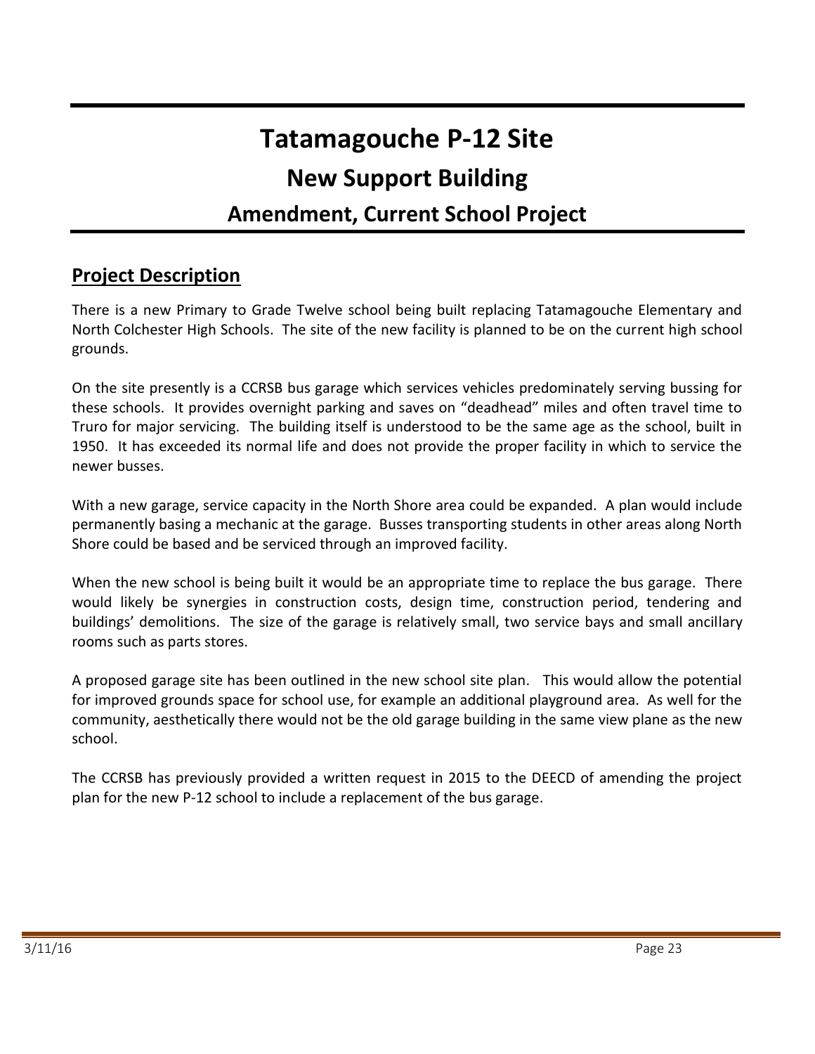# Tatamagouche P-12 Site

## New Support Building

### Amendment, Current School Project

## Project Description

There is a new Primary to Grade Twelve school being built replacing Tatamagouche Elementary and North Colchester High Schools. The site of the new facility is planned to be on the current high school grounds.

On the site presently is a CCRSB bus garage which services vehicles predominately serving bussing for these schools. It provides overnight parking and saves on "deadhead" miles and often travel time to Truro for major servicing. The building itself is understood to be the same age as the school, built in 1950. It has exceeded its normal life and does not provide the proper facility in which to service the newer busses.

With a new garage, service capacity in the North Shore area could be expanded. A plan would include permanently basing a mechanic at the garage. Busses transporting students in other areas along North Shore could be based and be serviced through an improved facility.

When the new school is being built it would be an appropriate time to replace the bus garage. There would likely be synergies in construction costs, design time, construction period, tendering and buildings' demolitions. The size of the garage is relatively small, two service bays and small ancillary rooms such as parts stores.

A proposed garage site has been outlined in the new school site plan. This would allow the potential for improved grounds space for school use, for example an additional playground area. As well for the community, aesthetically there would not be the old garage building in the same view plane as the new school.

The CCRSB has previously provided a written request in 2015 to the DEECD of amending the project plan for the new P-12 school to include a replacement of the bus garage.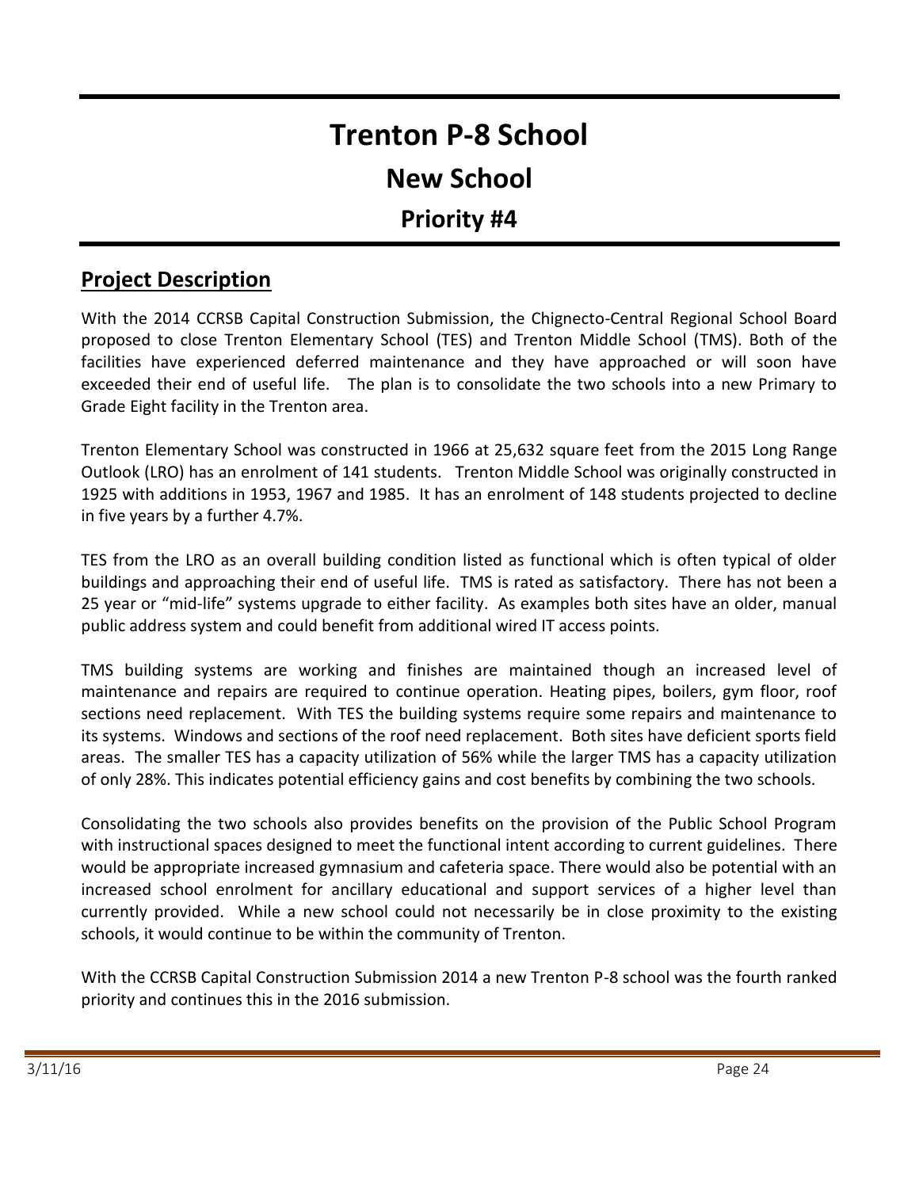# Trenton P-8 School

## New School

### Priority #4

## Project Description

With the 2014 CCRSB Capital Construction Submission, the Chignecto-Central Regional School Board proposed to close Trenton Elementary School (TES) and Trenton Middle School (TMS). Both of the facilities have experienced deferred maintenance and they have approached or will soon have exceeded their end of useful life. The plan is to consolidate the two schools into a new Primary to Grade Eight facility in the Trenton area.

Trenton Elementary School was constructed in 1966 at 25,632 square feet from the 2015 Long Range Outlook (LRO) has an enrolment of 141 students. Trenton Middle School was originally constructed in 1925 with additions in 1953, 1967 and 1985. It has an enrolment of 148 students projected to decline in five years by a further 4.7%.

TES from the LRO as an overall building condition listed as functional which is often typical of older buildings and approaching their end of useful life. TMS is rated as satisfactory. There has not been a 25 year or "mid-life" systems upgrade to either facility. As examples both sites have an older, manual public address system and could benefit from additional wired IT access points.

TMS building systems are working and finishes are maintained though an increased level of maintenance and repairs are required to continue operation. Heating pipes, boilers, gym floor, roof sections need replacement. With TES the building systems require some repairs and maintenance to its systems. Windows and sections of the roof need replacement. Both sites have deficient sports field areas. The smaller TES has a capacity utilization of 56% while the larger TMS has a capacity utilization of only 28%. This indicates potential efficiency gains and cost benefits by combining the two schools.

Consolidating the two schools also provides benefits on the provision of the Public School Program with instructional spaces designed to meet the functional intent according to current guidelines. There would be appropriate increased gymnasium and cafeteria space. There would also be potential with an increased school enrolment for ancillary educational and support services of a higher level than currently provided. While a new school could not necessarily be in close proximity to the existing schools, it would continue to be within the community of Trenton.

With the CCRSB Capital Construction Submission 2014 a new Trenton P-8 school was the fourth ranked priority and continues this in the 2016 submission.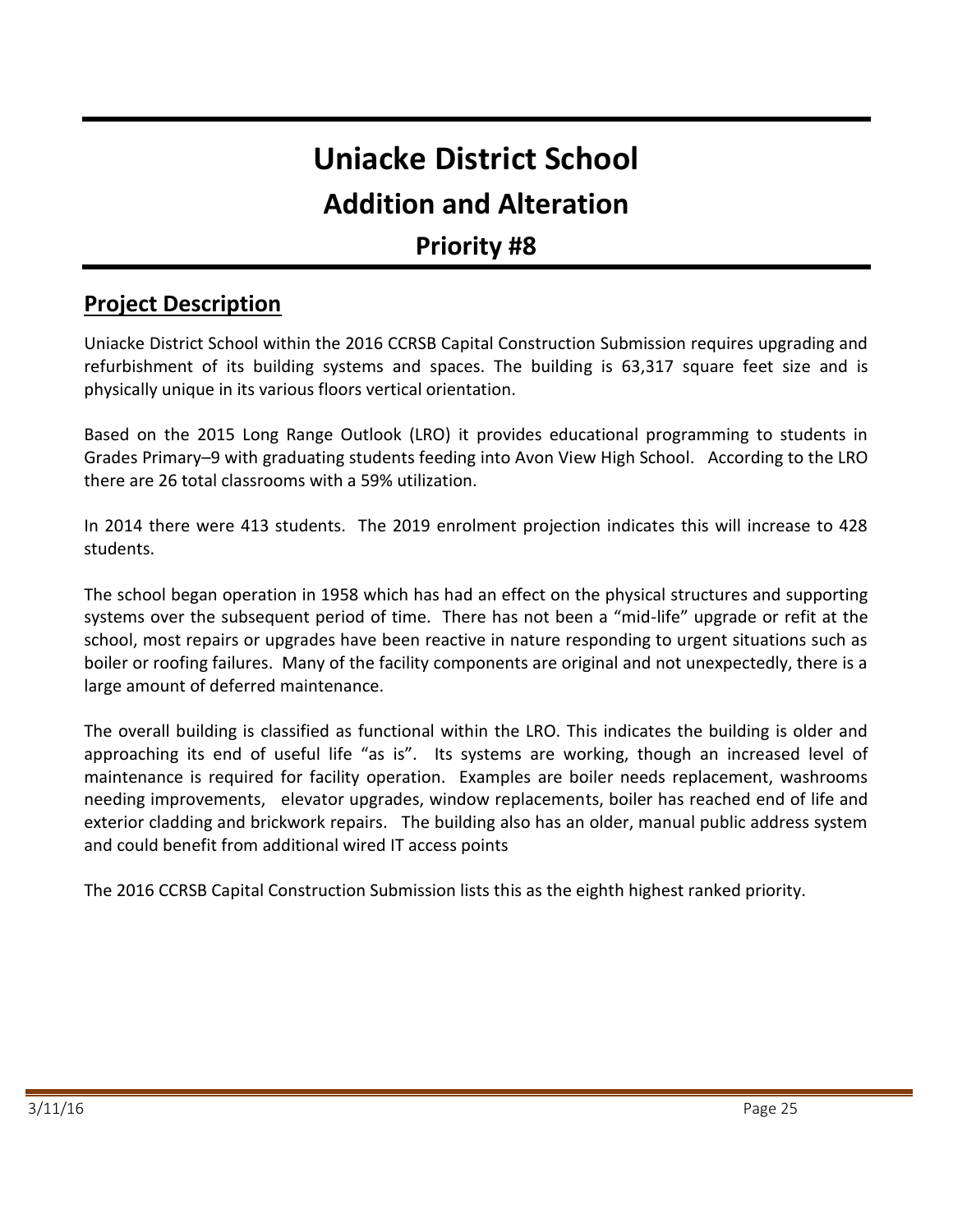# Uniacke District School

## Addition and Alteration

### Priority #8

## Project Description

Uniacke District School within the 2016 CCRSB Capital Construction Submission requires upgrading and refurbishment of its building systems and spaces. The building is 63,317 square feet size and is physically unique in its various floors vertical orientation.

Based on the 2015 Long Range Outlook (LRO) it provides educational programming to students in Grades Primary–9 with graduating students feeding into Avon View High School. According to the LRO there are 26 total classrooms with a 59% utilization.

In 2014 there were 413 students. The 2019 enrolment projection indicates this will increase to 428 students.

The school began operation in 1958 which has had an effect on the physical structures and supporting systems over the subsequent period of time. There has not been a "mid-life" upgrade or refit at the school, most repairs or upgrades have been reactive in nature responding to urgent situations such as boiler or roofing failures. Many of the facility components are original and not unexpectedly, there is a large amount of deferred maintenance.

The overall building is classified as functional within the LRO. This indicates the building is older and approaching its end of useful life "as is". Its systems are working, though an increased level of maintenance is required for facility operation. Examples are boiler needs replacement, washrooms needing improvements, elevator upgrades, window replacements, boiler has reached end of life and exterior cladding and brickwork repairs. The building also has an older, manual public address system and could benefit from additional wired IT access points

The 2016 CCRSB Capital Construction Submission lists this as the eighth highest ranked priority.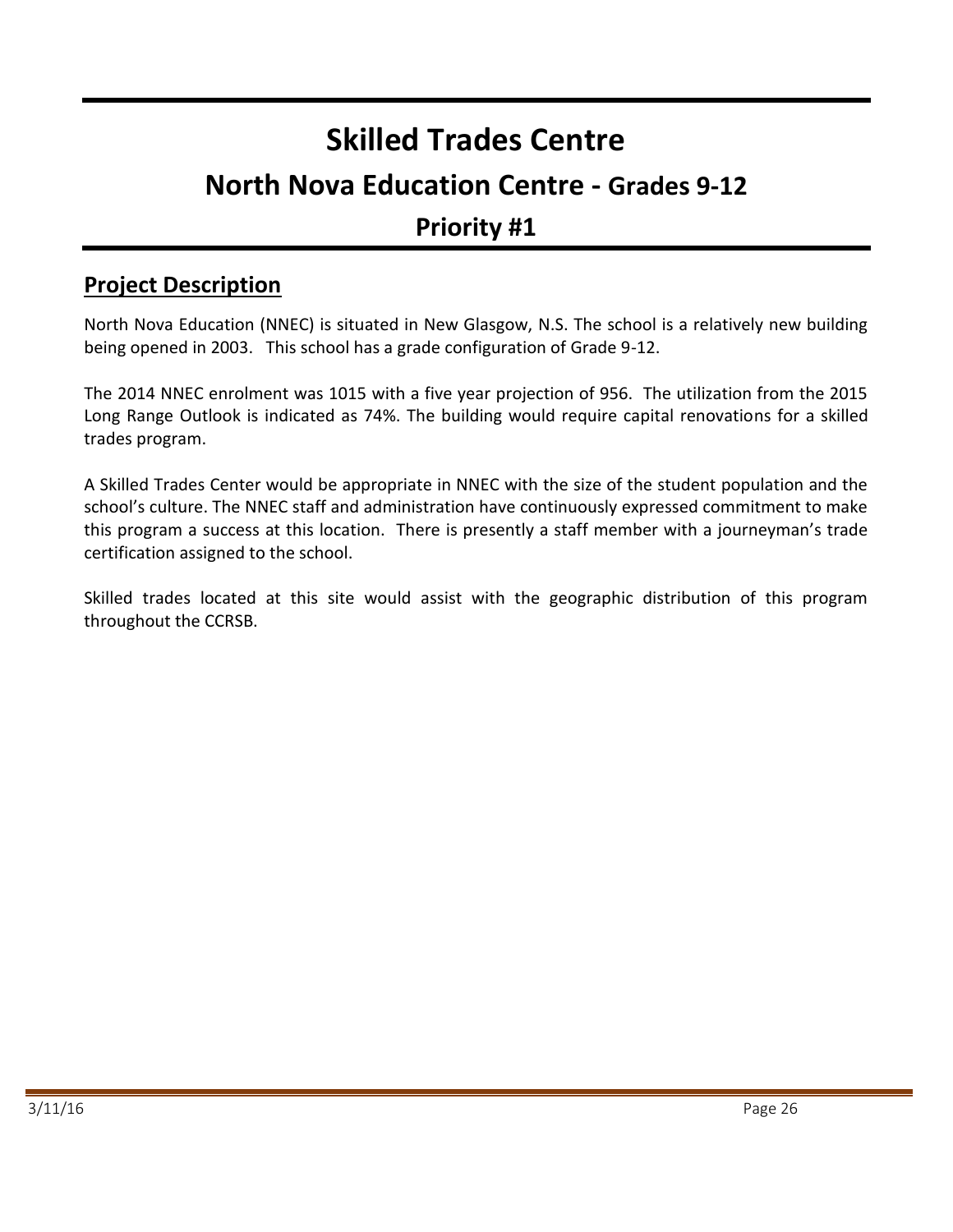# Skilled Trades Centre

## North Nova Education Centre - Grades 9-12

### Priority #1

## Project Description

North Nova Education (NNEC) is situated in New Glasgow, N.S. The school is a relatively new building being opened in 2003. This school has a grade configuration of Grade 9-12.

The 2014 NNEC enrolment was 1015 with a five year projection of 956. The utilization from the 2015 Long Range Outlook is indicated as 74%. The building would require capital renovations for a skilled trades program.

A Skilled Trades Center would be appropriate in NNEC with the size of the student population and the school's culture. The NNEC staff and administration have continuously expressed commitment to make this program a success at this location. There is presently a staff member with a journeyman's trade certification assigned to the school.

Skilled trades located at this site would assist with the geographic distribution of this program throughout the CCRSB.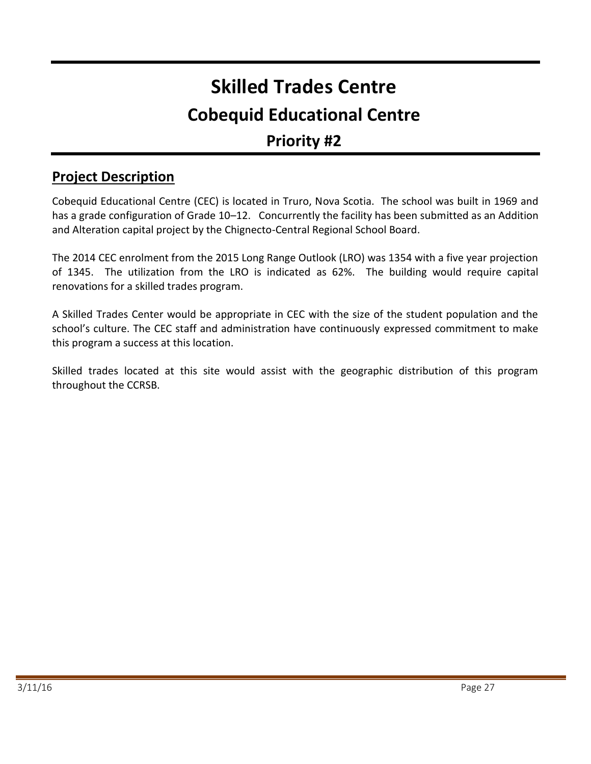# Skilled Trades Centre

## Cobequid Educational Centre

### Priority #2

## Project Description

Cobequid Educational Centre (CEC) is located in Truro, Nova Scotia. The school was built in 1969 and has a grade configuration of Grade 10–12. Concurrently the facility has been submitted as an Addition and Alteration capital project by the Chignecto-Central Regional School Board.

The 2014 CEC enrolment from the 2015 Long Range Outlook (LRO) was 1354 with a five year projection of 1345. The utilization from the LRO is indicated as 62%. The building would require capital renovations for a skilled trades program.

A Skilled Trades Center would be appropriate in CEC with the size of the student population and the school's culture. The CEC staff and administration have continuously expressed commitment to make this program a success at this location.

Skilled trades located at this site would assist with the geographic distribution of this program throughout the CCRSB.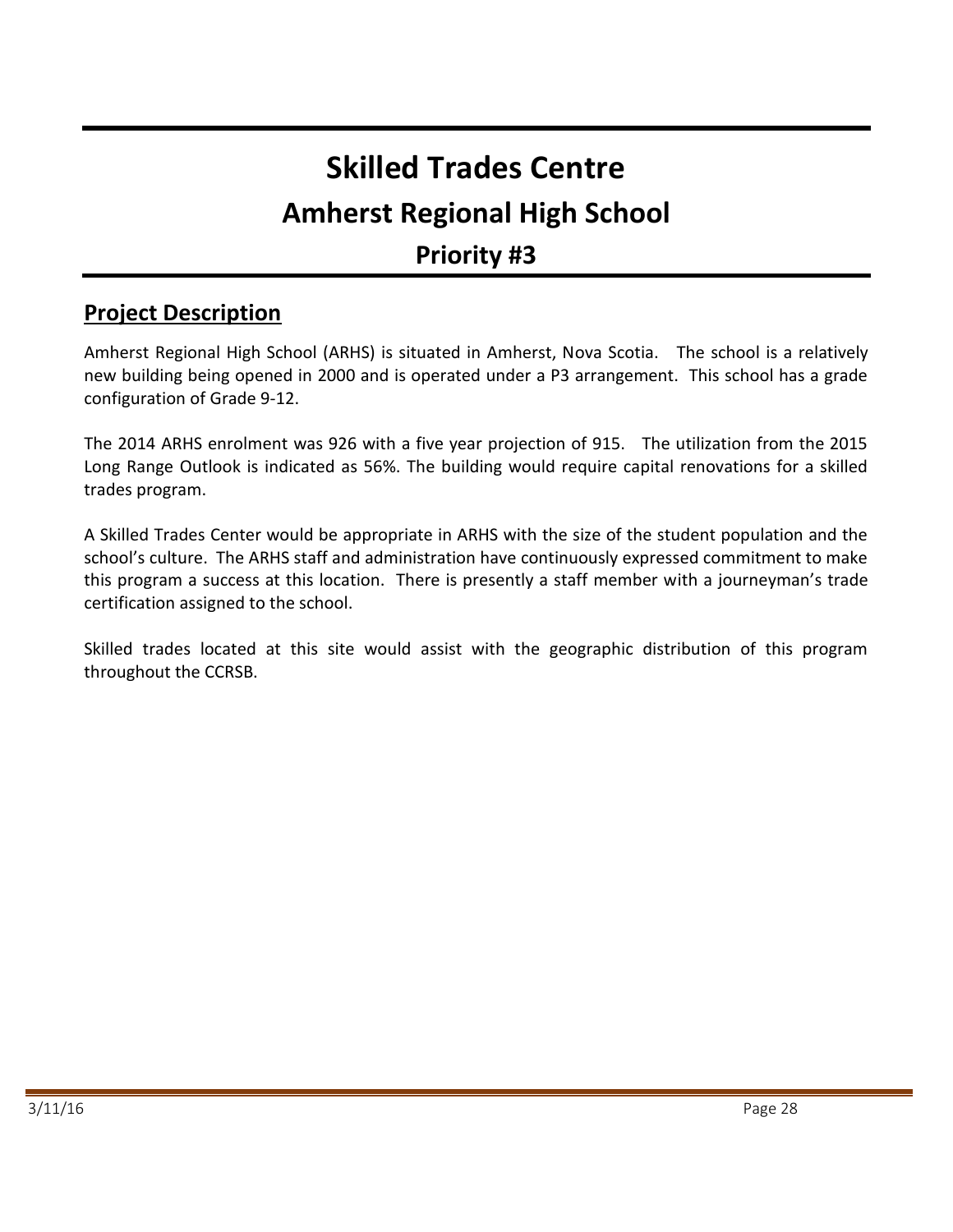# Skilled Trades Centre

## Amherst Regional High School

### Priority #3

## Project Description

Amherst Regional High School (ARHS) is situated in Amherst, Nova Scotia. The school is a relatively new building being opened in 2000 and is operated under a P3 arrangement. This school has a grade configuration of Grade 9-12.

The 2014 ARHS enrolment was 926 with a five year projection of 915. The utilization from the 2015 Long Range Outlook is indicated as 56%. The building would require capital renovations for a skilled trades program.

A Skilled Trades Center would be appropriate in ARHS with the size of the student population and the school's culture. The ARHS staff and administration have continuously expressed commitment to make this program a success at this location. There is presently a staff member with a journeyman's trade certification assigned to the school.

Skilled trades located at this site would assist with the geographic distribution of this program throughout the CCRSB.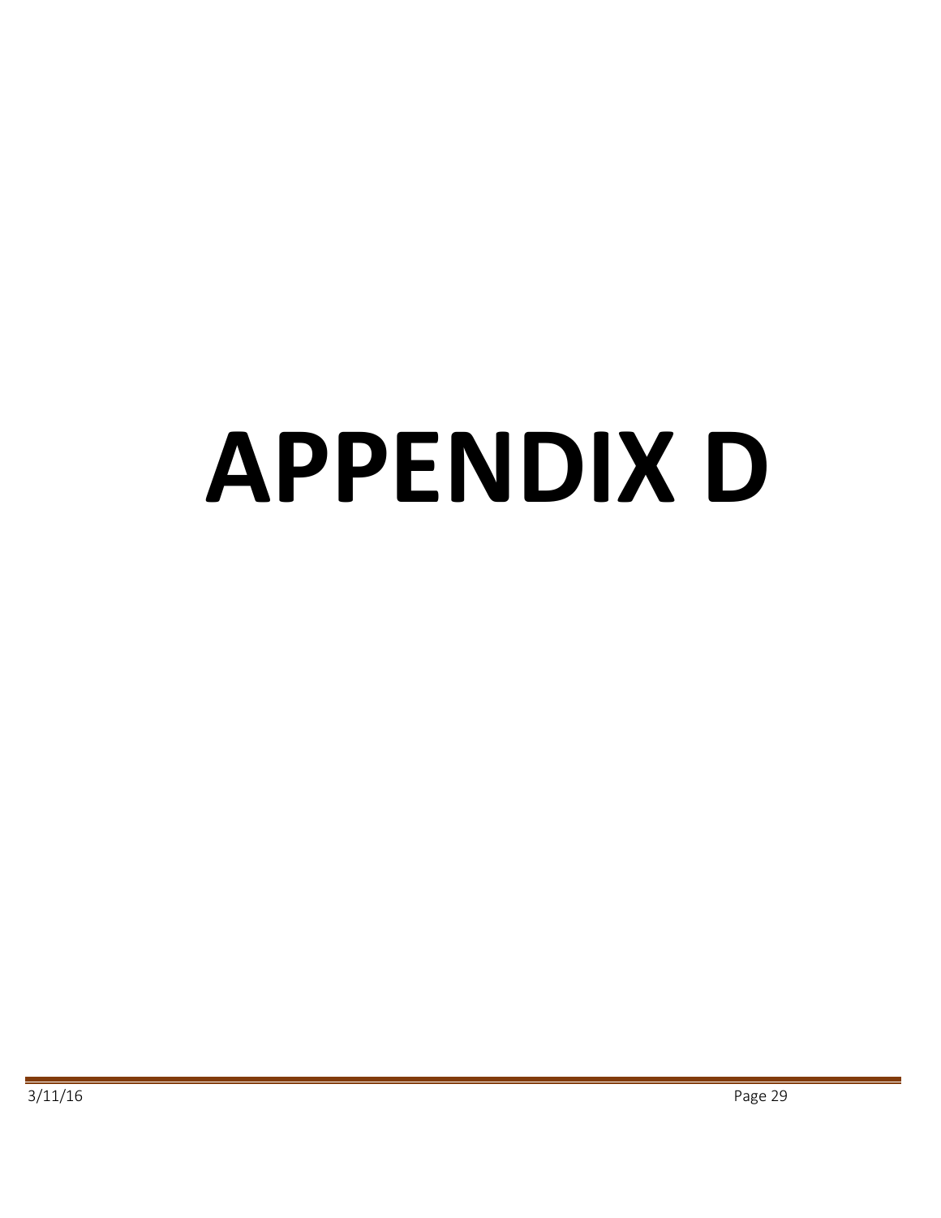# APPENDIX D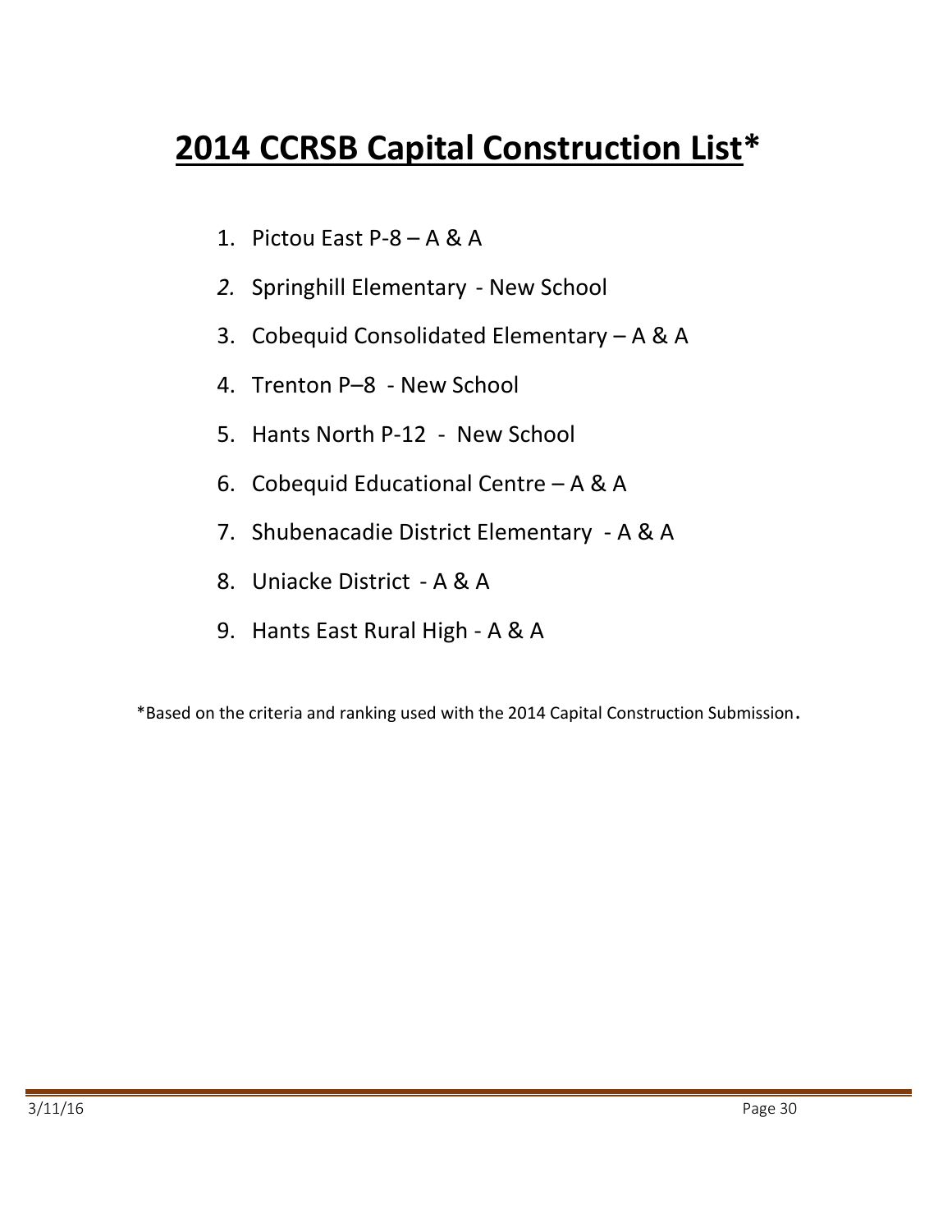# 2014 CCRSB Capital Construction List*

1. Pictou East P-8 – A & A
2. Springhill Elementary - New School
3. Cobequid Consolidated Elementary – A & A
4. Trenton P–8 - New School
5. Hants North P-12 - New School
6. Cobequid Educational Centre – A & A
7. Shubenacadie District Elementary - A & A
8. Uniacke District - A & A
9. Hants East Rural High - A & A

*Based on the criteria and ranking used with the 2014 Capital Construction Submission.